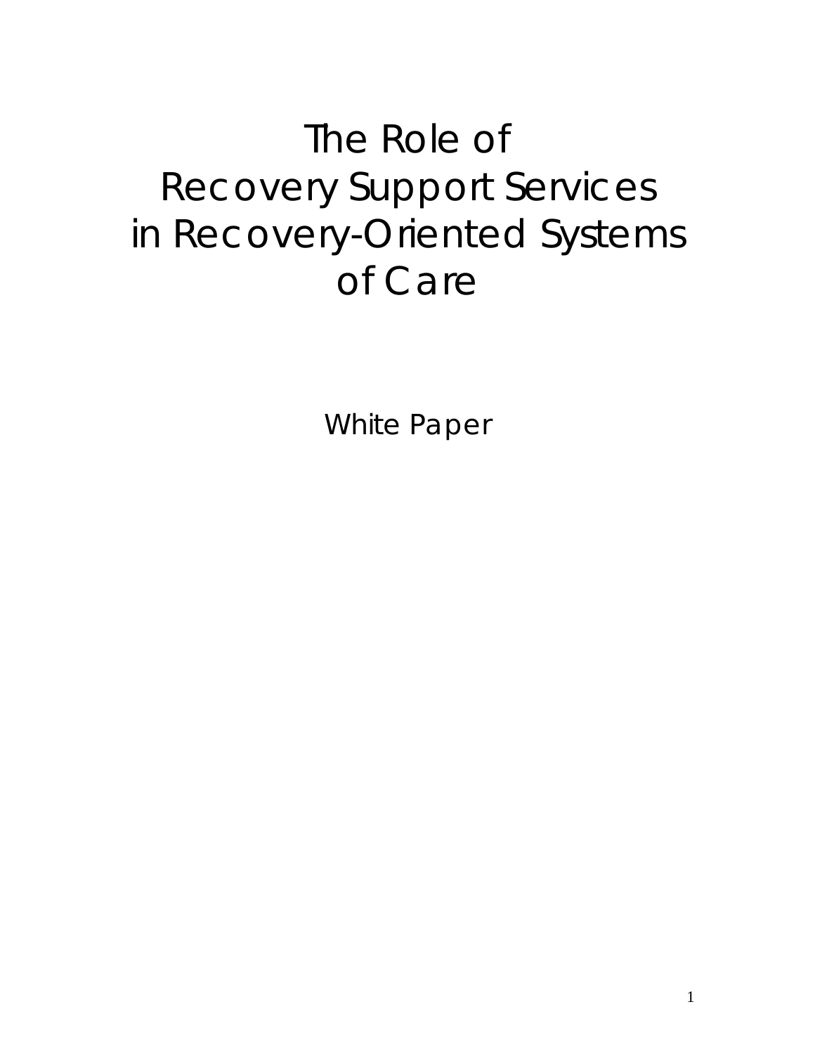# The Role of Recovery Support Services in Recovery-Oriented Systems of Care

White Paper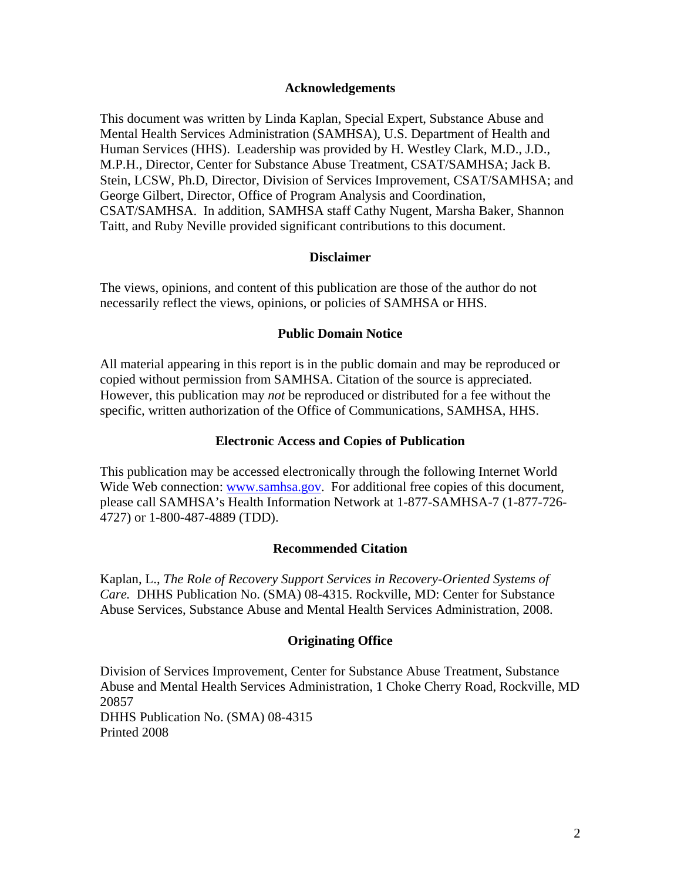## Acknowledgements

This document was written by Linda Kaplan, Special Expert, Substance Abuse and Mental Health Services Administration (SAMHSA), U.S. Department of Health and Human Services (HHS). Leadership was provided by H. Westley Clark, M.D., J.D., M.P.H., Director, Center for Substance Abuse Treatment, CSAT/SAMHSA; Jack B. Stein, LCSW, Ph.D, Director, Division of Services Improvement, CSAT/SAMHSA; and George Gilbert, Director, Office of Program Analysis and Coordination, CSAT/SAMHSA. In addition, SAMHSA staff Cathy Nugent, Marsha Baker, Shannon Taitt, and Ruby Neville provided significant contributions to this document.

## Disclaimer

The views, opinions, and content of this publication are those of the author do not necessarily reflect the views, opinions, or policies of SAMHSA or HHS.

## Public Domain Notice

All material appearing in this report is in the public domain and may be reproduced or copied without permission from SAMHSA. Citation of the source is appreciated. However, this publication may *not* be reproduced or distributed for a fee without the specific, written authorization of the Office of Communications, SAMHSA, HHS.

## Electronic Access and Copies of Publication

This publication may be accessed electronically through the following Internet World Wide Web connection: www.samhsa.gov. For additional free copies of this document, please call SAMHSA's Health Information Network at 1-877-SAMHSA-7 (1-877-726-4727) or 1-800-487-4889 (TDD).

## Recommended Citation

Kaplan, L., *The Role of Recovery Support Services in Recovery-Oriented Systems of Care.* DHHS Publication No. (SMA) 08-4315. Rockville, MD: Center for Substance Abuse Services, Substance Abuse and Mental Health Services Administration, 2008.

## Originating Office

Division of Services Improvement, Center for Substance Abuse Treatment, Substance Abuse and Mental Health Services Administration, 1 Choke Cherry Road, Rockville, MD 20857
DHHS Publication No. (SMA) 08-4315
Printed 2008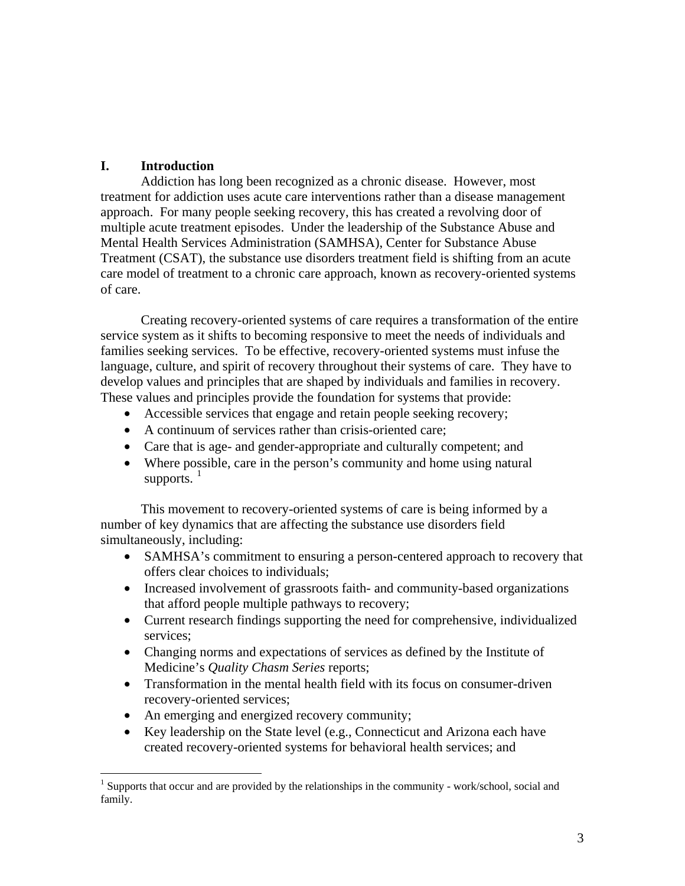## I. Introduction

Addiction has long been recognized as a chronic disease. However, most treatment for addiction uses acute care interventions rather than a disease management approach. For many people seeking recovery, this has created a revolving door of multiple acute treatment episodes. Under the leadership of the Substance Abuse and Mental Health Services Administration (SAMHSA), Center for Substance Abuse Treatment (CSAT), the substance use disorders treatment field is shifting from an acute care model of treatment to a chronic care approach, known as recovery-oriented systems of care.

Creating recovery-oriented systems of care requires a transformation of the entire service system as it shifts to becoming responsive to meet the needs of individuals and families seeking services. To be effective, recovery-oriented systems must infuse the language, culture, and spirit of recovery throughout their systems of care. They have to develop values and principles that are shaped by individuals and families in recovery. These values and principles provide the foundation for systems that provide:

- Accessible services that engage and retain people seeking recovery;
- A continuum of services rather than crisis-oriented care;
- Care that is age- and gender-appropriate and culturally competent; and
- Where possible, care in the person's community and home using natural supports. [1]

This movement to recovery-oriented systems of care is being informed by a number of key dynamics that are affecting the substance use disorders field simultaneously, including:

- SAMHSA's commitment to ensuring a person-centered approach to recovery that offers clear choices to individuals;
- Increased involvement of grassroots faith- and community-based organizations that afford people multiple pathways to recovery;
- Current research findings supporting the need for comprehensive, individualized services;
- Changing norms and expectations of services as defined by the Institute of Medicine's *Quality Chasm Series* reports;
- Transformation in the mental health field with its focus on consumer-driven recovery-oriented services;
- An emerging and energized recovery community;
- Key leadership on the State level (e.g., Connecticut and Arizona each have created recovery-oriented systems for behavioral health services; and

---

[1] Supports that occur and are provided by the relationships in the community - work/school, social and family.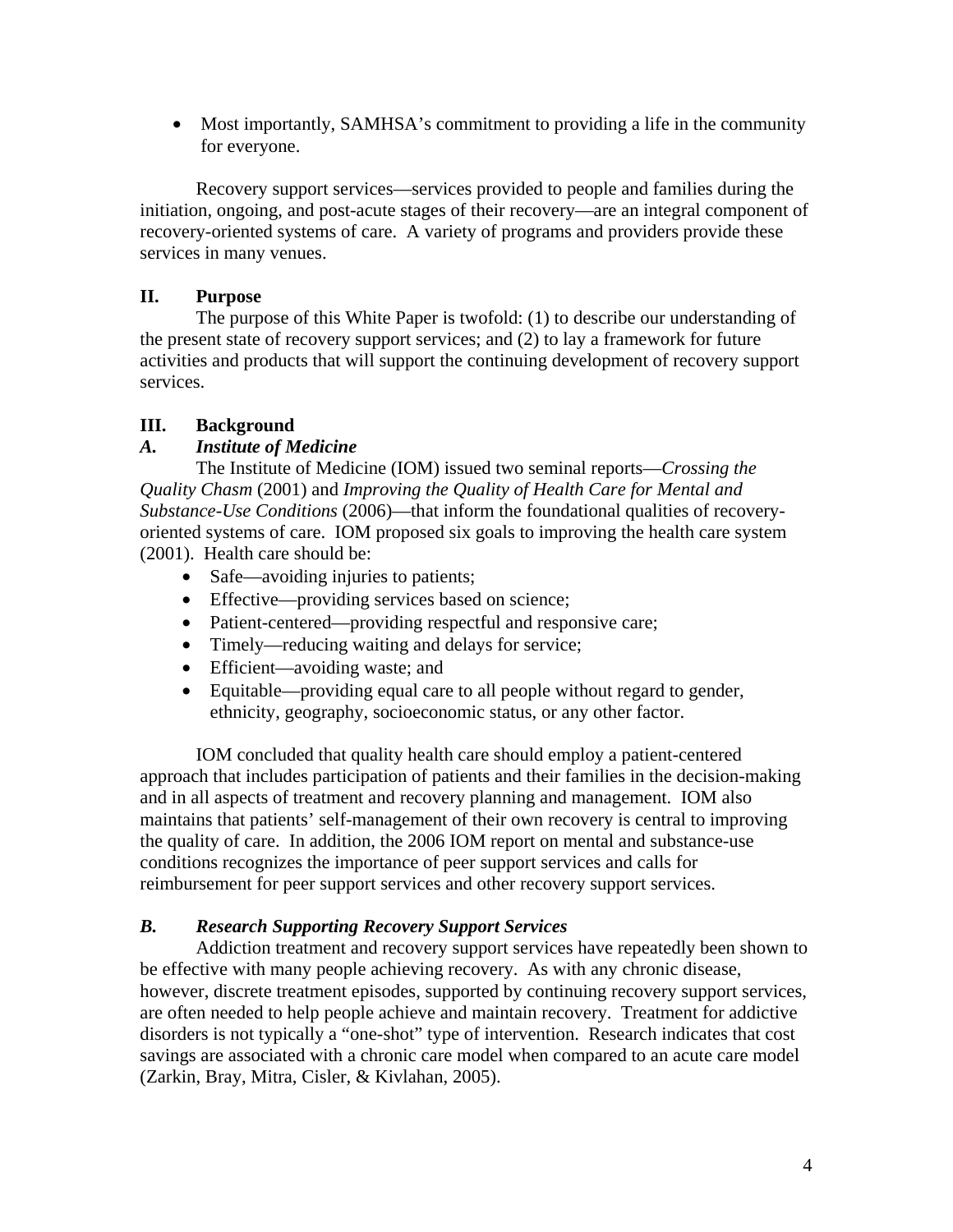- Most importantly, SAMHSA's commitment to providing a life in the community for everyone.

Recovery support services—services provided to people and families during the initiation, ongoing, and post-acute stages of their recovery—are an integral component of recovery-oriented systems of care. A variety of programs and providers provide these services in many venues.

## II. Purpose

The purpose of this White Paper is twofold: (1) to describe our understanding of the present state of recovery support services; and (2) to lay a framework for future activities and products that will support the continuing development of recovery support services.

## III. Background

### *A. Institute of Medicine*

The Institute of Medicine (IOM) issued two seminal reports—*Crossing the Quality Chasm* (2001) and *Improving the Quality of Health Care for Mental and Substance-Use Conditions* (2006)—that inform the foundational qualities of recovery-oriented systems of care. IOM proposed six goals to improving the health care system (2001). Health care should be:

- Safe—avoiding injuries to patients;
- Effective—providing services based on science;
- Patient-centered—providing respectful and responsive care;
- Timely—reducing waiting and delays for service;
- Efficient—avoiding waste; and
- Equitable—providing equal care to all people without regard to gender, ethnicity, geography, socioeconomic status, or any other factor.

IOM concluded that quality health care should employ a patient-centered approach that includes participation of patients and their families in the decision-making and in all aspects of treatment and recovery planning and management. IOM also maintains that patients' self-management of their own recovery is central to improving the quality of care. In addition, the 2006 IOM report on mental and substance-use conditions recognizes the importance of peer support services and calls for reimbursement for peer support services and other recovery support services.

### *B. Research Supporting Recovery Support Services*

Addiction treatment and recovery support services have repeatedly been shown to be effective with many people achieving recovery. As with any chronic disease, however, discrete treatment episodes, supported by continuing recovery support services, are often needed to help people achieve and maintain recovery. Treatment for addictive disorders is not typically a "one-shot" type of intervention. Research indicates that cost savings are associated with a chronic care model when compared to an acute care model (Zarkin, Bray, Mitra, Cisler, & Kivlahan, 2005).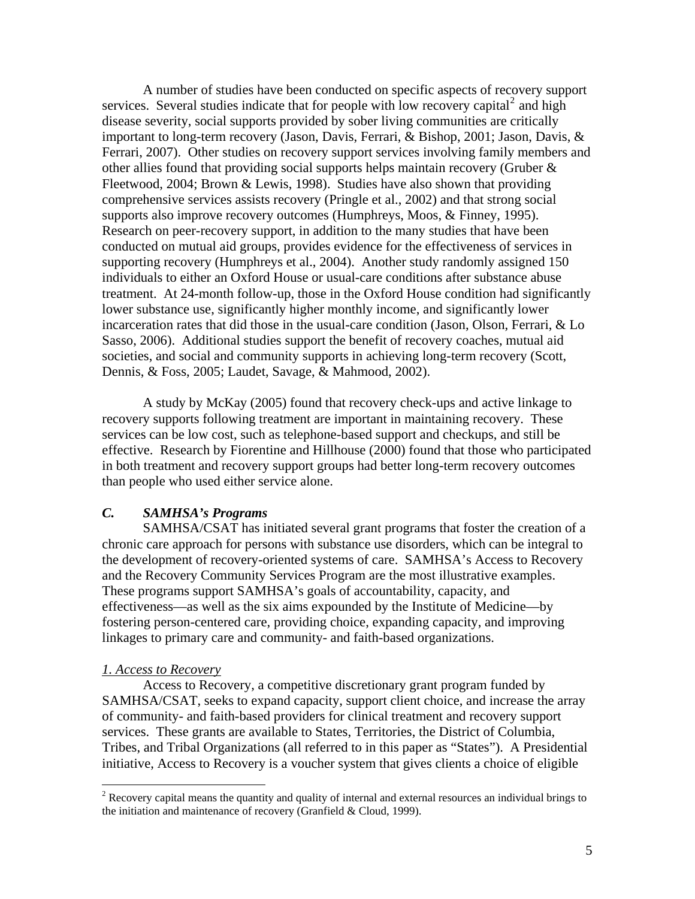A number of studies have been conducted on specific aspects of recovery support services. Several studies indicate that for people with low recovery capital[2] and high disease severity, social supports provided by sober living communities are critically important to long-term recovery (Jason, Davis, Ferrari, & Bishop, 2001; Jason, Davis, & Ferrari, 2007). Other studies on recovery support services involving family members and other allies found that providing social supports helps maintain recovery (Gruber & Fleetwood, 2004; Brown & Lewis, 1998). Studies have also shown that providing comprehensive services assists recovery (Pringle et al., 2002) and that strong social supports also improve recovery outcomes (Humphreys, Moos, & Finney, 1995). Research on peer-recovery support, in addition to the many studies that have been conducted on mutual aid groups, provides evidence for the effectiveness of services in supporting recovery (Humphreys et al., 2004). Another study randomly assigned 150 individuals to either an Oxford House or usual-care conditions after substance abuse treatment. At 24-month follow-up, those in the Oxford House condition had significantly lower substance use, significantly higher monthly income, and significantly lower incarceration rates that did those in the usual-care condition (Jason, Olson, Ferrari, & Lo Sasso, 2006). Additional studies support the benefit of recovery coaches, mutual aid societies, and social and community supports in achieving long-term recovery (Scott, Dennis, & Foss, 2005; Laudet, Savage, & Mahmood, 2002).

A study by McKay (2005) found that recovery check-ups and active linkage to recovery supports following treatment are important in maintaining recovery. These services can be low cost, such as telephone-based support and checkups, and still be effective. Research by Fiorentine and Hillhouse (2000) found that those who participated in both treatment and recovery support groups had better long-term recovery outcomes than people who used either service alone.

### *C. SAMHSA's Programs*

SAMHSA/CSAT has initiated several grant programs that foster the creation of a chronic care approach for persons with substance use disorders, which can be integral to the development of recovery-oriented systems of care. SAMHSA's Access to Recovery and the Recovery Community Services Program are the most illustrative examples. These programs support SAMHSA's goals of accountability, capacity, and effectiveness—as well as the six aims expounded by the Institute of Medicine—by fostering person-centered care, providing choice, expanding capacity, and improving linkages to primary care and community- and faith-based organizations.

#### 1. Access to Recovery

Access to Recovery, a competitive discretionary grant program funded by SAMHSA/CSAT, seeks to expand capacity, support client choice, and increase the array of community- and faith-based providers for clinical treatment and recovery support services. These grants are available to States, Territories, the District of Columbia, Tribes, and Tribal Organizations (all referred to in this paper as "States"). A Presidential initiative, Access to Recovery is a voucher system that gives clients a choice of eligible

---

[2] Recovery capital means the quantity and quality of internal and external resources an individual brings to the initiation and maintenance of recovery (Granfield & Cloud, 1999).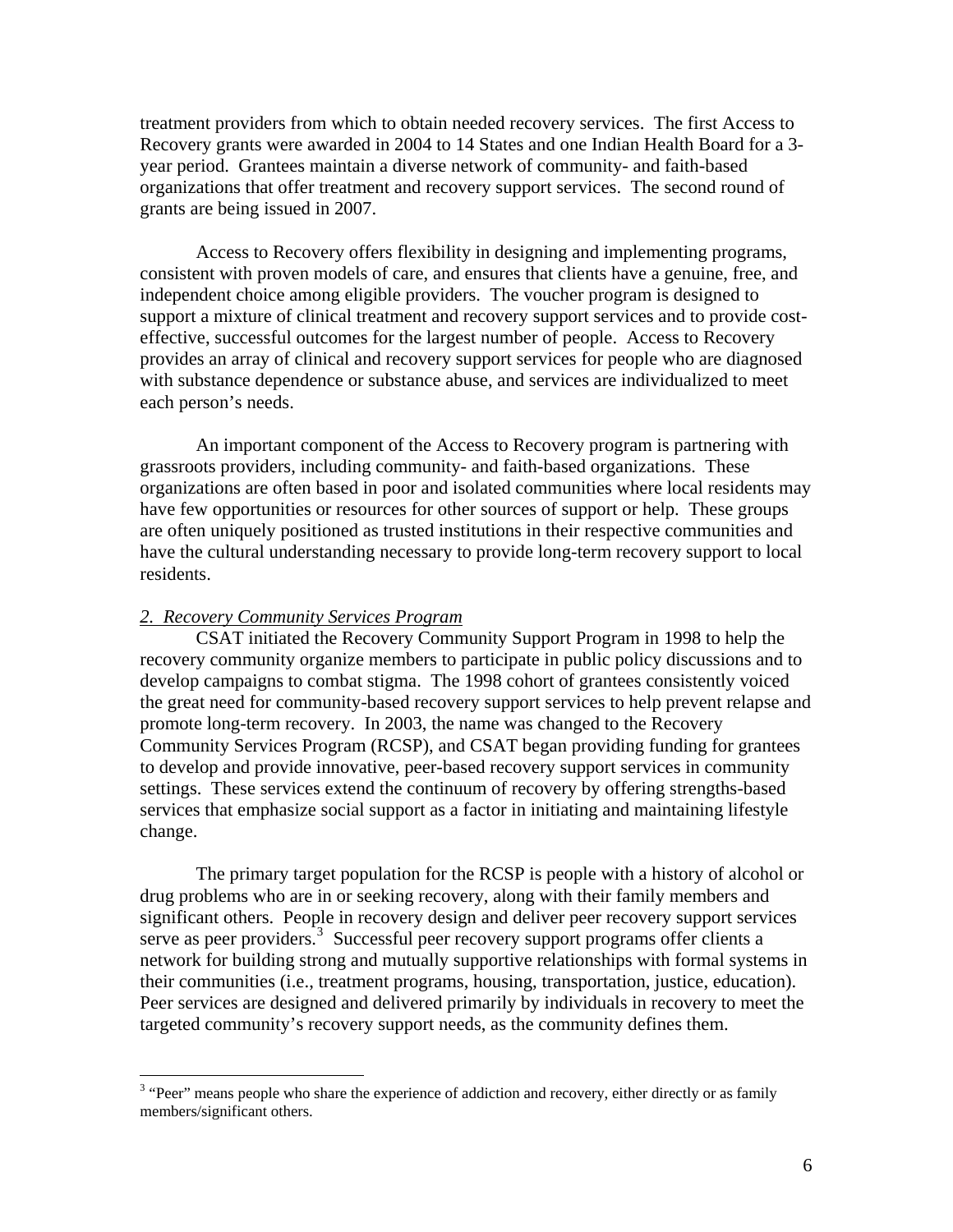treatment providers from which to obtain needed recovery services. The first Access to Recovery grants were awarded in 2004 to 14 States and one Indian Health Board for a 3-year period. Grantees maintain a diverse network of community- and faith-based organizations that offer treatment and recovery support services. The second round of grants are being issued in 2007.

Access to Recovery offers flexibility in designing and implementing programs, consistent with proven models of care, and ensures that clients have a genuine, free, and independent choice among eligible providers. The voucher program is designed to support a mixture of clinical treatment and recovery support services and to provide cost-effective, successful outcomes for the largest number of people. Access to Recovery provides an array of clinical and recovery support services for people who are diagnosed with substance dependence or substance abuse, and services are individualized to meet each person's needs.

An important component of the Access to Recovery program is partnering with grassroots providers, including community- and faith-based organizations. These organizations are often based in poor and isolated communities where local residents may have few opportunities or resources for other sources of support or help. These groups are often uniquely positioned as trusted institutions in their respective communities and have the cultural understanding necessary to provide long-term recovery support to local residents.

*2. Recovery Community Services Program*

CSAT initiated the Recovery Community Support Program in 1998 to help the recovery community organize members to participate in public policy discussions and to develop campaigns to combat stigma. The 1998 cohort of grantees consistently voiced the great need for community-based recovery support services to help prevent relapse and promote long-term recovery. In 2003, the name was changed to the Recovery Community Services Program (RCSP), and CSAT began providing funding for grantees to develop and provide innovative, peer-based recovery support services in community settings. These services extend the continuum of recovery by offering strengths-based services that emphasize social support as a factor in initiating and maintaining lifestyle change.

The primary target population for the RCSP is people with a history of alcohol or drug problems who are in or seeking recovery, along with their family members and significant others. People in recovery design and deliver peer recovery support services serve as peer providers.[3] Successful peer recovery support programs offer clients a network for building strong and mutually supportive relationships with formal systems in their communities (i.e., treatment programs, housing, transportation, justice, education). Peer services are designed and delivered primarily by individuals in recovery to meet the targeted community's recovery support needs, as the community defines them.

[3] "Peer" means people who share the experience of addiction and recovery, either directly or as family members/significant others.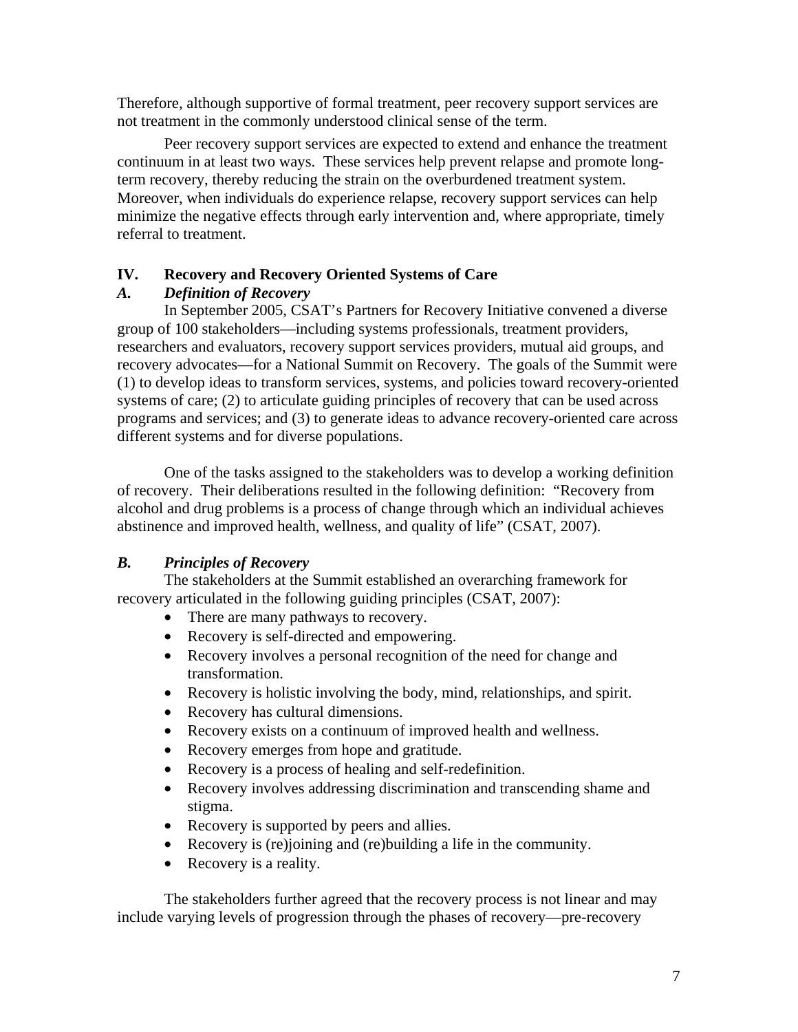Therefore, although supportive of formal treatment, peer recovery support services are not treatment in the commonly understood clinical sense of the term.

Peer recovery support services are expected to extend and enhance the treatment continuum in at least two ways. These services help prevent relapse and promote long-term recovery, thereby reducing the strain on the overburdened treatment system. Moreover, when individuals do experience relapse, recovery support services can help minimize the negative effects through early intervention and, where appropriate, timely referral to treatment.

## IV. Recovery and Recovery Oriented Systems of Care

### *A. Definition of Recovery*

In September 2005, CSAT's Partners for Recovery Initiative convened a diverse group of 100 stakeholders—including systems professionals, treatment providers, researchers and evaluators, recovery support services providers, mutual aid groups, and recovery advocates—for a National Summit on Recovery. The goals of the Summit were (1) to develop ideas to transform services, systems, and policies toward recovery-oriented systems of care; (2) to articulate guiding principles of recovery that can be used across programs and services; and (3) to generate ideas to advance recovery-oriented care across different systems and for diverse populations.

One of the tasks assigned to the stakeholders was to develop a working definition of recovery. Their deliberations resulted in the following definition: "Recovery from alcohol and drug problems is a process of change through which an individual achieves abstinence and improved health, wellness, and quality of life" (CSAT, 2007).

### *B. Principles of Recovery*

The stakeholders at the Summit established an overarching framework for recovery articulated in the following guiding principles (CSAT, 2007):

- There are many pathways to recovery.
- Recovery is self-directed and empowering.
- Recovery involves a personal recognition of the need for change and transformation.
- Recovery is holistic involving the body, mind, relationships, and spirit.
- Recovery has cultural dimensions.
- Recovery exists on a continuum of improved health and wellness.
- Recovery emerges from hope and gratitude.
- Recovery is a process of healing and self-redefinition.
- Recovery involves addressing discrimination and transcending shame and stigma.
- Recovery is supported by peers and allies.
- Recovery is (re)joining and (re)building a life in the community.
- Recovery is a reality.

The stakeholders further agreed that the recovery process is not linear and may include varying levels of progression through the phases of recovery—pre-recovery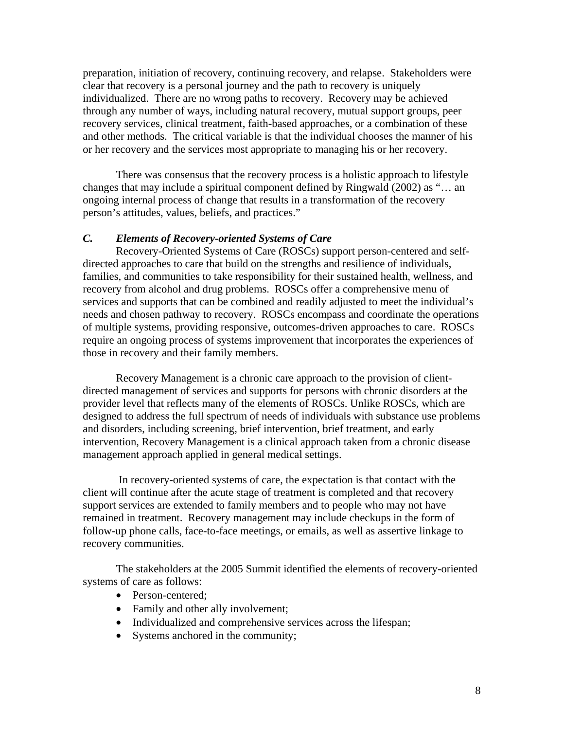preparation, initiation of recovery, continuing recovery, and relapse. Stakeholders were clear that recovery is a personal journey and the path to recovery is uniquely individualized. There are no wrong paths to recovery. Recovery may be achieved through any number of ways, including natural recovery, mutual support groups, peer recovery services, clinical treatment, faith-based approaches, or a combination of these and other methods. The critical variable is that the individual chooses the manner of his or her recovery and the services most appropriate to managing his or her recovery.

There was consensus that the recovery process is a holistic approach to lifestyle changes that may include a spiritual component defined by Ringwald (2002) as "… an ongoing internal process of change that results in a transformation of the recovery person's attitudes, values, beliefs, and practices."

### *C. Elements of Recovery-oriented Systems of Care*

Recovery-Oriented Systems of Care (ROSCs) support person-centered and self-directed approaches to care that build on the strengths and resilience of individuals, families, and communities to take responsibility for their sustained health, wellness, and recovery from alcohol and drug problems. ROSCs offer a comprehensive menu of services and supports that can be combined and readily adjusted to meet the individual's needs and chosen pathway to recovery. ROSCs encompass and coordinate the operations of multiple systems, providing responsive, outcomes-driven approaches to care. ROSCs require an ongoing process of systems improvement that incorporates the experiences of those in recovery and their family members.

Recovery Management is a chronic care approach to the provision of client-directed management of services and supports for persons with chronic disorders at the provider level that reflects many of the elements of ROSCs. Unlike ROSCs, which are designed to address the full spectrum of needs of individuals with substance use problems and disorders, including screening, brief intervention, brief treatment, and early intervention, Recovery Management is a clinical approach taken from a chronic disease management approach applied in general medical settings.

In recovery-oriented systems of care, the expectation is that contact with the client will continue after the acute stage of treatment is completed and that recovery support services are extended to family members and to people who may not have remained in treatment. Recovery management may include checkups in the form of follow-up phone calls, face-to-face meetings, or emails, as well as assertive linkage to recovery communities.

The stakeholders at the 2005 Summit identified the elements of recovery-oriented systems of care as follows:

- Person-centered;
- Family and other ally involvement;
- Individualized and comprehensive services across the lifespan;
- Systems anchored in the community;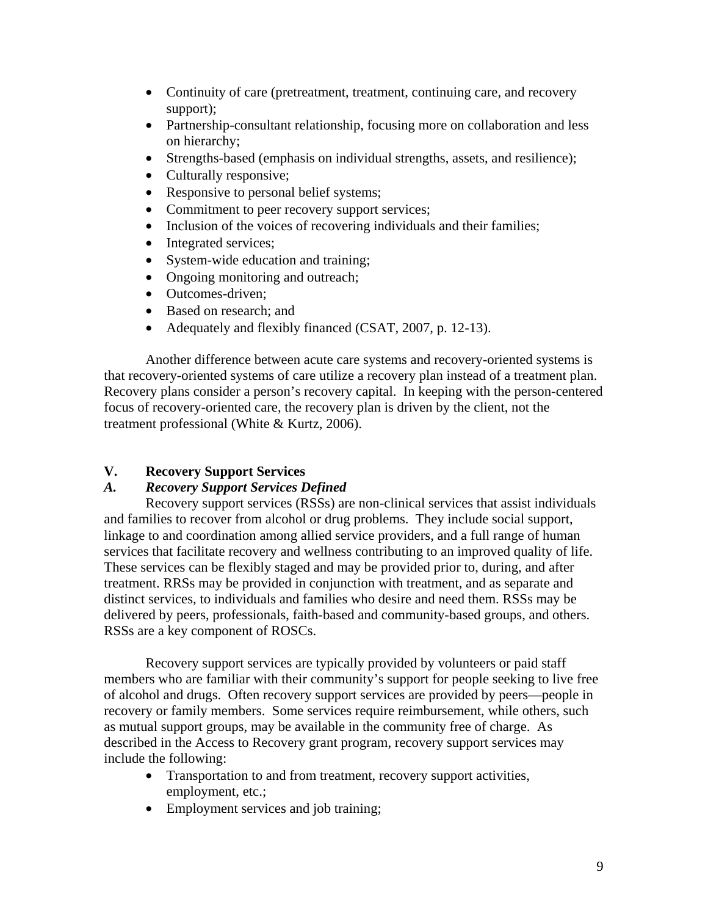- Continuity of care (pretreatment, treatment, continuing care, and recovery support);
- Partnership-consultant relationship, focusing more on collaboration and less on hierarchy;
- Strengths-based (emphasis on individual strengths, assets, and resilience);
- Culturally responsive;
- Responsive to personal belief systems;
- Commitment to peer recovery support services;
- Inclusion of the voices of recovering individuals and their families;
- Integrated services;
- System-wide education and training;
- Ongoing monitoring and outreach;
- Outcomes-driven;
- Based on research; and
- Adequately and flexibly financed (CSAT, 2007, p. 12-13).

Another difference between acute care systems and recovery-oriented systems is that recovery-oriented systems of care utilize a recovery plan instead of a treatment plan. Recovery plans consider a person's recovery capital. In keeping with the person-centered focus of recovery-oriented care, the recovery plan is driven by the client, not the treatment professional (White & Kurtz, 2006).

## V. Recovery Support Services

### *A. Recovery Support Services Defined*

Recovery support services (RSSs) are non-clinical services that assist individuals and families to recover from alcohol or drug problems. They include social support, linkage to and coordination among allied service providers, and a full range of human services that facilitate recovery and wellness contributing to an improved quality of life. These services can be flexibly staged and may be provided prior to, during, and after treatment. RRSs may be provided in conjunction with treatment, and as separate and distinct services, to individuals and families who desire and need them. RSSs may be delivered by peers, professionals, faith-based and community-based groups, and others. RSSs are a key component of ROSCs.

Recovery support services are typically provided by volunteers or paid staff members who are familiar with their community's support for people seeking to live free of alcohol and drugs. Often recovery support services are provided by peers—people in recovery or family members. Some services require reimbursement, while others, such as mutual support groups, may be available in the community free of charge. As described in the Access to Recovery grant program, recovery support services may include the following:

- Transportation to and from treatment, recovery support activities, employment, etc.;
- Employment services and job training;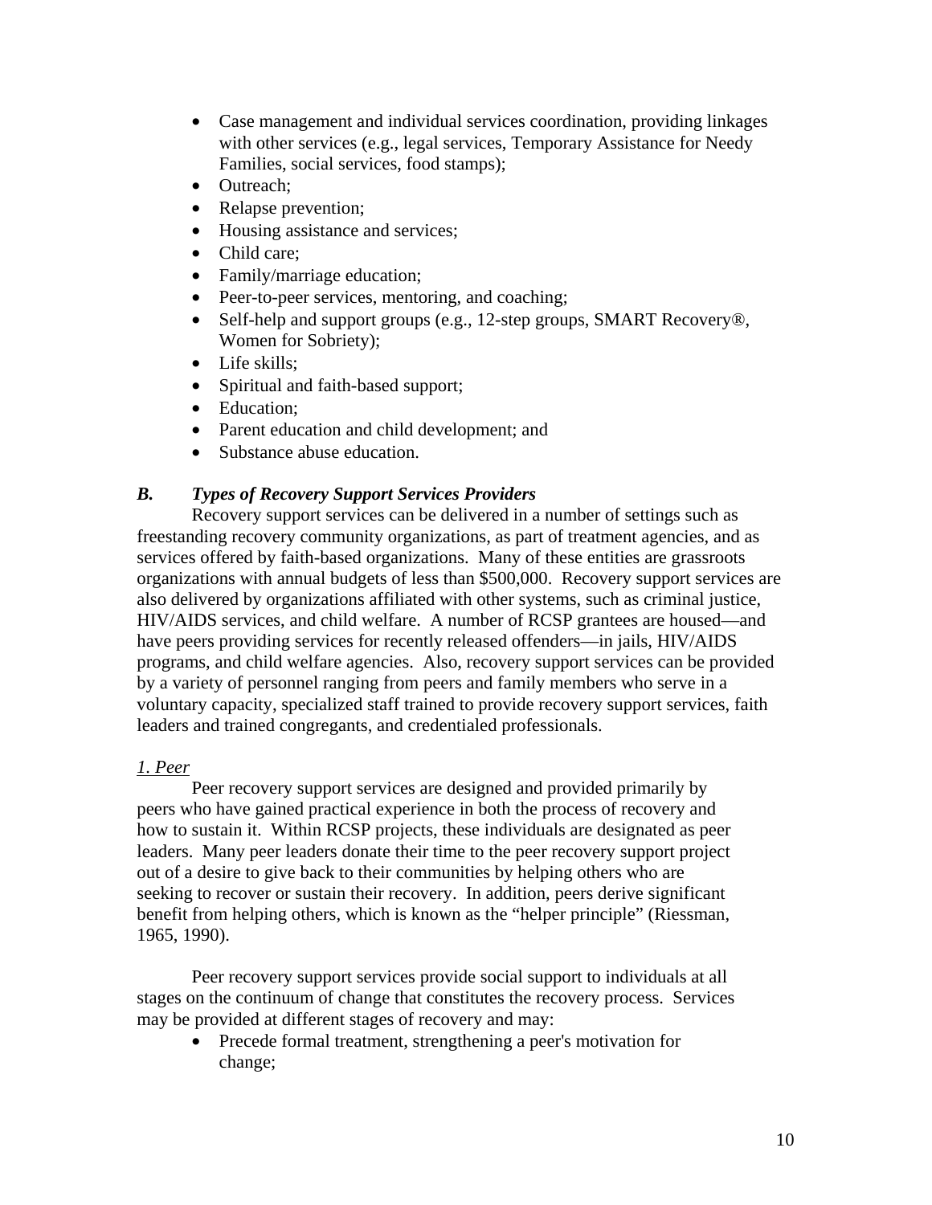- Case management and individual services coordination, providing linkages with other services (e.g., legal services, Temporary Assistance for Needy Families, social services, food stamps);
- Outreach;
- Relapse prevention;
- Housing assistance and services;
- Child care;
- Family/marriage education;
- Peer-to-peer services, mentoring, and coaching;
- Self-help and support groups (e.g., 12-step groups, SMART Recovery®, Women for Sobriety);
- Life skills;
- Spiritual and faith-based support;
- Education;
- Parent education and child development; and
- Substance abuse education.

### *B. Types of Recovery Support Services Providers*

Recovery support services can be delivered in a number of settings such as freestanding recovery community organizations, as part of treatment agencies, and as services offered by faith-based organizations. Many of these entities are grassroots organizations with annual budgets of less than $500,000. Recovery support services are also delivered by organizations affiliated with other systems, such as criminal justice, HIV/AIDS services, and child welfare. A number of RCSP grantees are housed—and have peers providing services for recently released offenders—in jails, HIV/AIDS programs, and child welfare agencies. Also, recovery support services can be provided by a variety of personnel ranging from peers and family members who serve in a voluntary capacity, specialized staff trained to provide recovery support services, faith leaders and trained congregants, and credentialed professionals.

#### 1. Peer

Peer recovery support services are designed and provided primarily by peers who have gained practical experience in both the process of recovery and how to sustain it. Within RCSP projects, these individuals are designated as peer leaders. Many peer leaders donate their time to the peer recovery support project out of a desire to give back to their communities by helping others who are seeking to recover or sustain their recovery. In addition, peers derive significant benefit from helping others, which is known as the "helper principle" (Riessman, 1965, 1990).

Peer recovery support services provide social support to individuals at all stages on the continuum of change that constitutes the recovery process. Services may be provided at different stages of recovery and may:

- Precede formal treatment, strengthening a peer's motivation for change;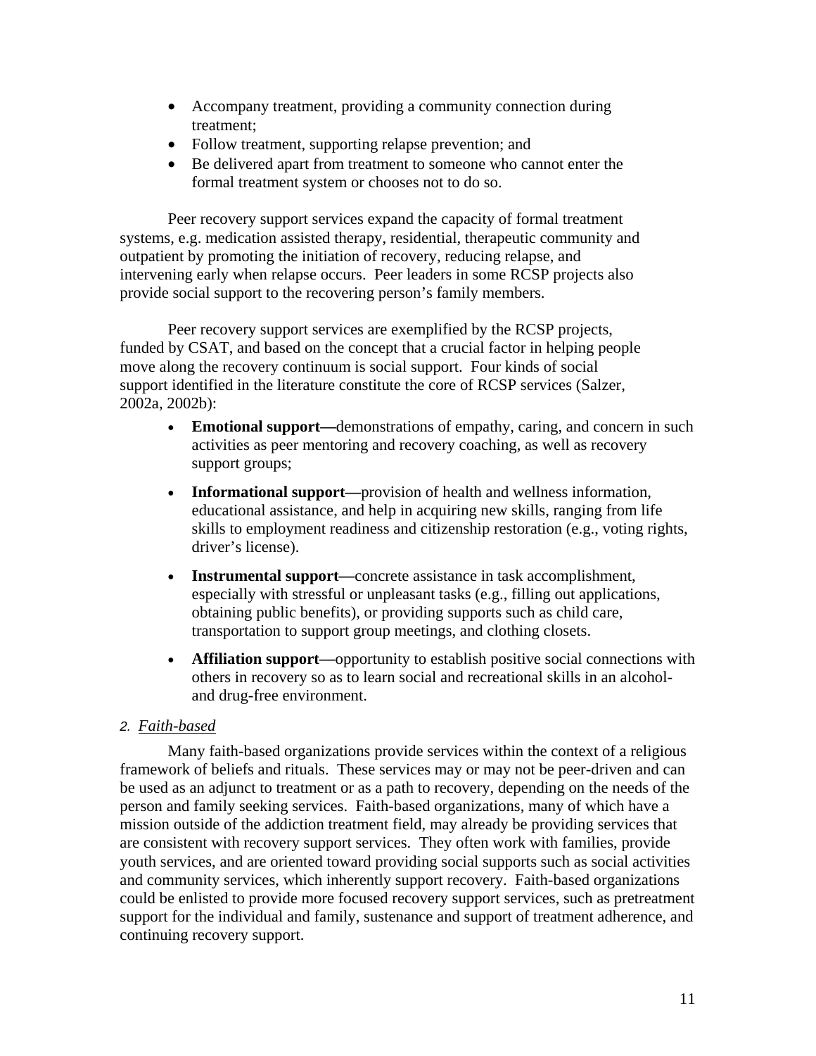- Accompany treatment, providing a community connection during treatment;
- Follow treatment, supporting relapse prevention; and
- Be delivered apart from treatment to someone who cannot enter the formal treatment system or chooses not to do so.

Peer recovery support services expand the capacity of formal treatment systems, e.g. medication assisted therapy, residential, therapeutic community and outpatient by promoting the initiation of recovery, reducing relapse, and intervening early when relapse occurs. Peer leaders in some RCSP projects also provide social support to the recovering person's family members.

Peer recovery support services are exemplified by the RCSP projects, funded by CSAT, and based on the concept that a crucial factor in helping people move along the recovery continuum is social support. Four kinds of social support identified in the literature constitute the core of RCSP services (Salzer, 2002a, 2002b):

- **Emotional support—**demonstrations of empathy, caring, and concern in such activities as peer mentoring and recovery coaching, as well as recovery support groups;
- **Informational support—**provision of health and wellness information, educational assistance, and help in acquiring new skills, ranging from life skills to employment readiness and citizenship restoration (e.g., voting rights, driver's license).
- **Instrumental support—**concrete assistance in task accomplishment, especially with stressful or unpleasant tasks (e.g., filling out applications, obtaining public benefits), or providing supports such as child care, transportation to support group meetings, and clothing closets.
- **Affiliation support—**opportunity to establish positive social connections with others in recovery so as to learn social and recreational skills in an alcohol- and drug-free environment.

*2. Faith-based*

Many faith-based organizations provide services within the context of a religious framework of beliefs and rituals. These services may or may not be peer-driven and can be used as an adjunct to treatment or as a path to recovery, depending on the needs of the person and family seeking services. Faith-based organizations, many of which have a mission outside of the addiction treatment field, may already be providing services that are consistent with recovery support services. They often work with families, provide youth services, and are oriented toward providing social supports such as social activities and community services, which inherently support recovery. Faith-based organizations could be enlisted to provide more focused recovery support services, such as pretreatment support for the individual and family, sustenance and support of treatment adherence, and continuing recovery support.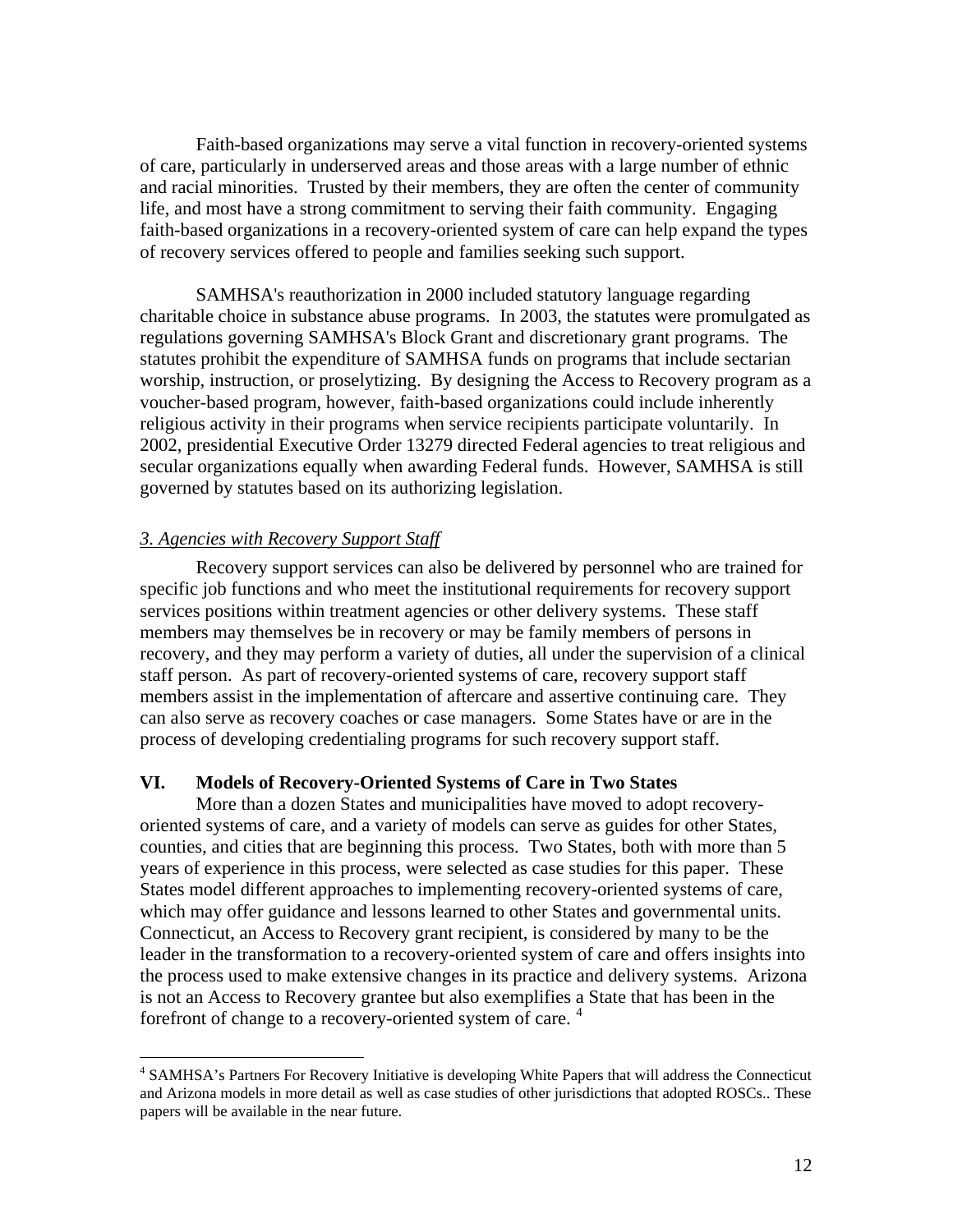Faith-based organizations may serve a vital function in recovery-oriented systems of care, particularly in underserved areas and those areas with a large number of ethnic and racial minorities. Trusted by their members, they are often the center of community life, and most have a strong commitment to serving their faith community. Engaging faith-based organizations in a recovery-oriented system of care can help expand the types of recovery services offered to people and families seeking such support.

SAMHSA's reauthorization in 2000 included statutory language regarding charitable choice in substance abuse programs. In 2003, the statutes were promulgated as regulations governing SAMHSA's Block Grant and discretionary grant programs. The statutes prohibit the expenditure of SAMHSA funds on programs that include sectarian worship, instruction, or proselytizing. By designing the Access to Recovery program as a voucher-based program, however, faith-based organizations could include inherently religious activity in their programs when service recipients participate voluntarily. In 2002, presidential Executive Order 13279 directed Federal agencies to treat religious and secular organizations equally when awarding Federal funds. However, SAMHSA is still governed by statutes based on its authorizing legislation.

*3. Agencies with Recovery Support Staff*

Recovery support services can also be delivered by personnel who are trained for specific job functions and who meet the institutional requirements for recovery support services positions within treatment agencies or other delivery systems. These staff members may themselves be in recovery or may be family members of persons in recovery, and they may perform a variety of duties, all under the supervision of a clinical staff person. As part of recovery-oriented systems of care, recovery support staff members assist in the implementation of aftercare and assertive continuing care. They can also serve as recovery coaches or case managers. Some States have or are in the process of developing credentialing programs for such recovery support staff.

## VI. Models of Recovery-Oriented Systems of Care in Two States

More than a dozen States and municipalities have moved to adopt recovery-oriented systems of care, and a variety of models can serve as guides for other States, counties, and cities that are beginning this process. Two States, both with more than 5 years of experience in this process, were selected as case studies for this paper. These States model different approaches to implementing recovery-oriented systems of care, which may offer guidance and lessons learned to other States and governmental units. Connecticut, an Access to Recovery grant recipient, is considered by many to be the leader in the transformation to a recovery-oriented system of care and offers insights into the process used to make extensive changes in its practice and delivery systems. Arizona is not an Access to Recovery grantee but also exemplifies a State that has been in the forefront of change to a recovery-oriented system of care. [4]

---

[4] SAMHSA's Partners For Recovery Initiative is developing White Papers that will address the Connecticut and Arizona models in more detail as well as case studies of other jurisdictions that adopted ROSCs.. These papers will be available in the near future.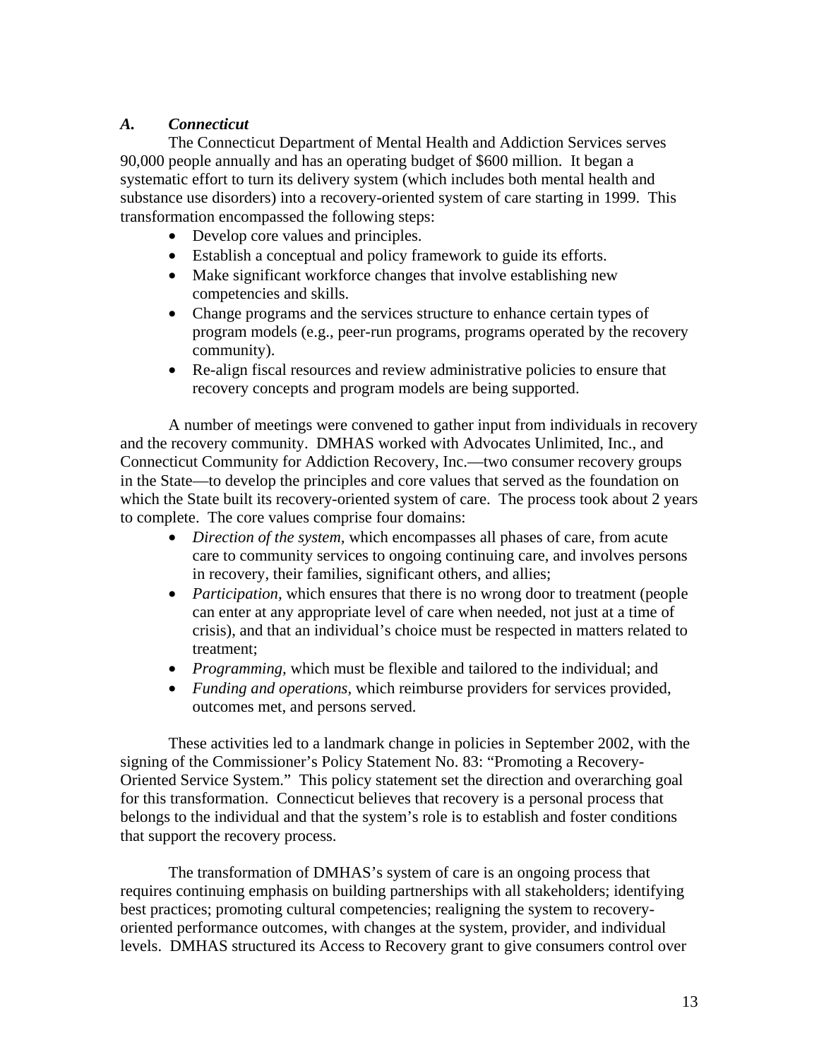### *A. Connecticut*

The Connecticut Department of Mental Health and Addiction Services serves 90,000 people annually and has an operating budget of $600 million. It began a systematic effort to turn its delivery system (which includes both mental health and substance use disorders) into a recovery-oriented system of care starting in 1999. This transformation encompassed the following steps:

- Develop core values and principles.
- Establish a conceptual and policy framework to guide its efforts.
- Make significant workforce changes that involve establishing new competencies and skills.
- Change programs and the services structure to enhance certain types of program models (e.g., peer-run programs, programs operated by the recovery community).
- Re-align fiscal resources and review administrative policies to ensure that recovery concepts and program models are being supported.

A number of meetings were convened to gather input from individuals in recovery and the recovery community. DMHAS worked with Advocates Unlimited, Inc., and Connecticut Community for Addiction Recovery, Inc.—two consumer recovery groups in the State—to develop the principles and core values that served as the foundation on which the State built its recovery-oriented system of care. The process took about 2 years to complete. The core values comprise four domains:

- *Direction of the system,* which encompasses all phases of care, from acute care to community services to ongoing continuing care, and involves persons in recovery, their families, significant others, and allies;
- *Participation,* which ensures that there is no wrong door to treatment (people can enter at any appropriate level of care when needed, not just at a time of crisis), and that an individual's choice must be respected in matters related to treatment;
- *Programming,* which must be flexible and tailored to the individual; and
- *Funding and operations,* which reimburse providers for services provided, outcomes met, and persons served.

These activities led to a landmark change in policies in September 2002, with the signing of the Commissioner's Policy Statement No. 83: "Promoting a Recovery-Oriented Service System." This policy statement set the direction and overarching goal for this transformation. Connecticut believes that recovery is a personal process that belongs to the individual and that the system's role is to establish and foster conditions that support the recovery process.

The transformation of DMHAS's system of care is an ongoing process that requires continuing emphasis on building partnerships with all stakeholders; identifying best practices; promoting cultural competencies; realigning the system to recovery-oriented performance outcomes, with changes at the system, provider, and individual levels. DMHAS structured its Access to Recovery grant to give consumers control over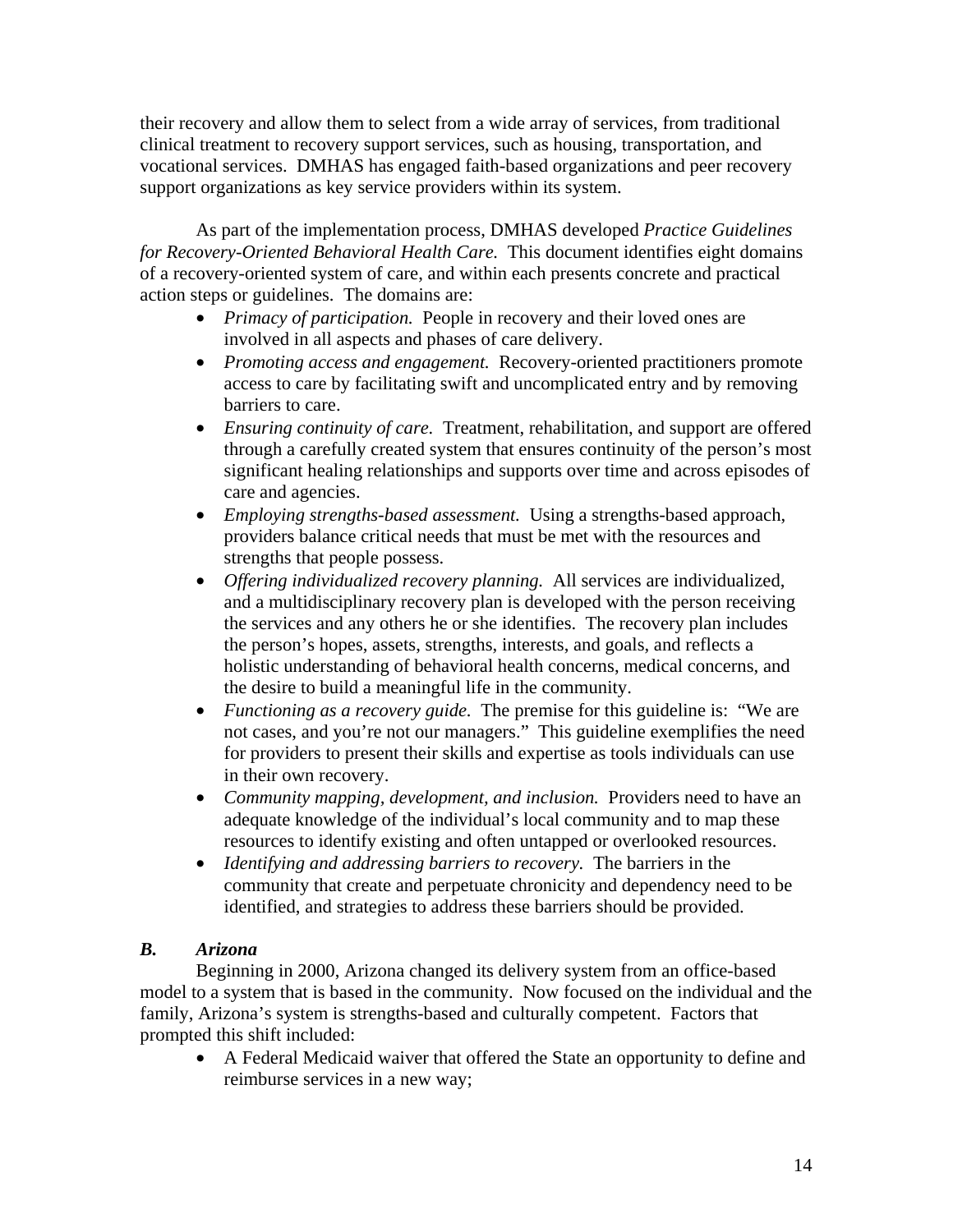their recovery and allow them to select from a wide array of services, from traditional clinical treatment to recovery support services, such as housing, transportation, and vocational services. DMHAS has engaged faith-based organizations and peer recovery support organizations as key service providers within its system.

As part of the implementation process, DMHAS developed *Practice Guidelines for Recovery-Oriented Behavioral Health Care.* This document identifies eight domains of a recovery-oriented system of care, and within each presents concrete and practical action steps or guidelines. The domains are:

- *Primacy of participation.* People in recovery and their loved ones are involved in all aspects and phases of care delivery.
- *Promoting access and engagement.* Recovery-oriented practitioners promote access to care by facilitating swift and uncomplicated entry and by removing barriers to care.
- *Ensuring continuity of care.* Treatment, rehabilitation, and support are offered through a carefully created system that ensures continuity of the person's most significant healing relationships and supports over time and across episodes of care and agencies.
- *Employing strengths-based assessment.* Using a strengths-based approach, providers balance critical needs that must be met with the resources and strengths that people possess.
- *Offering individualized recovery planning.* All services are individualized, and a multidisciplinary recovery plan is developed with the person receiving the services and any others he or she identifies. The recovery plan includes the person's hopes, assets, strengths, interests, and goals, and reflects a holistic understanding of behavioral health concerns, medical concerns, and the desire to build a meaningful life in the community.
- *Functioning as a recovery guide.* The premise for this guideline is: "We are not cases, and you're not our managers." This guideline exemplifies the need for providers to present their skills and expertise as tools individuals can use in their own recovery.
- *Community mapping, development, and inclusion.* Providers need to have an adequate knowledge of the individual's local community and to map these resources to identify existing and often untapped or overlooked resources.
- *Identifying and addressing barriers to recovery.* The barriers in the community that create and perpetuate chronicity and dependency need to be identified, and strategies to address these barriers should be provided.

### *B. Arizona*

Beginning in 2000, Arizona changed its delivery system from an office-based model to a system that is based in the community. Now focused on the individual and the family, Arizona's system is strengths-based and culturally competent. Factors that prompted this shift included:

- A Federal Medicaid waiver that offered the State an opportunity to define and reimburse services in a new way;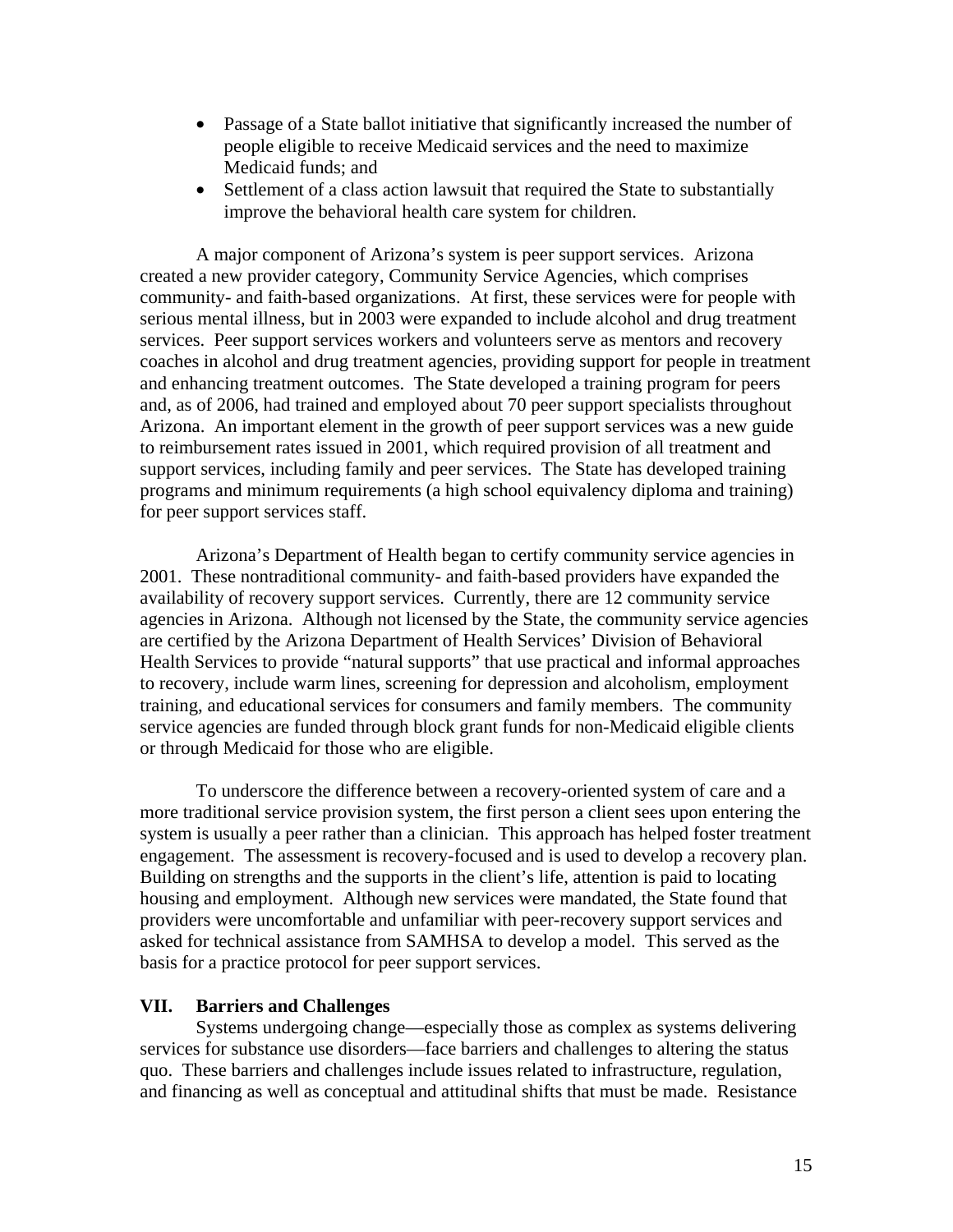- Passage of a State ballot initiative that significantly increased the number of people eligible to receive Medicaid services and the need to maximize Medicaid funds; and
- Settlement of a class action lawsuit that required the State to substantially improve the behavioral health care system for children.

A major component of Arizona's system is peer support services. Arizona created a new provider category, Community Service Agencies, which comprises community- and faith-based organizations. At first, these services were for people with serious mental illness, but in 2003 were expanded to include alcohol and drug treatment services. Peer support services workers and volunteers serve as mentors and recovery coaches in alcohol and drug treatment agencies, providing support for people in treatment and enhancing treatment outcomes. The State developed a training program for peers and, as of 2006, had trained and employed about 70 peer support specialists throughout Arizona. An important element in the growth of peer support services was a new guide to reimbursement rates issued in 2001, which required provision of all treatment and support services, including family and peer services. The State has developed training programs and minimum requirements (a high school equivalency diploma and training) for peer support services staff.

Arizona's Department of Health began to certify community service agencies in 2001. These nontraditional community- and faith-based providers have expanded the availability of recovery support services. Currently, there are 12 community service agencies in Arizona. Although not licensed by the State, the community service agencies are certified by the Arizona Department of Health Services' Division of Behavioral Health Services to provide "natural supports" that use practical and informal approaches to recovery, include warm lines, screening for depression and alcoholism, employment training, and educational services for consumers and family members. The community service agencies are funded through block grant funds for non-Medicaid eligible clients or through Medicaid for those who are eligible.

To underscore the difference between a recovery-oriented system of care and a more traditional service provision system, the first person a client sees upon entering the system is usually a peer rather than a clinician. This approach has helped foster treatment engagement. The assessment is recovery-focused and is used to develop a recovery plan. Building on strengths and the supports in the client's life, attention is paid to locating housing and employment. Although new services were mandated, the State found that providers were uncomfortable and unfamiliar with peer-recovery support services and asked for technical assistance from SAMHSA to develop a model. This served as the basis for a practice protocol for peer support services.

## VII. Barriers and Challenges

Systems undergoing change—especially those as complex as systems delivering services for substance use disorders—face barriers and challenges to altering the status quo. These barriers and challenges include issues related to infrastructure, regulation, and financing as well as conceptual and attitudinal shifts that must be made. Resistance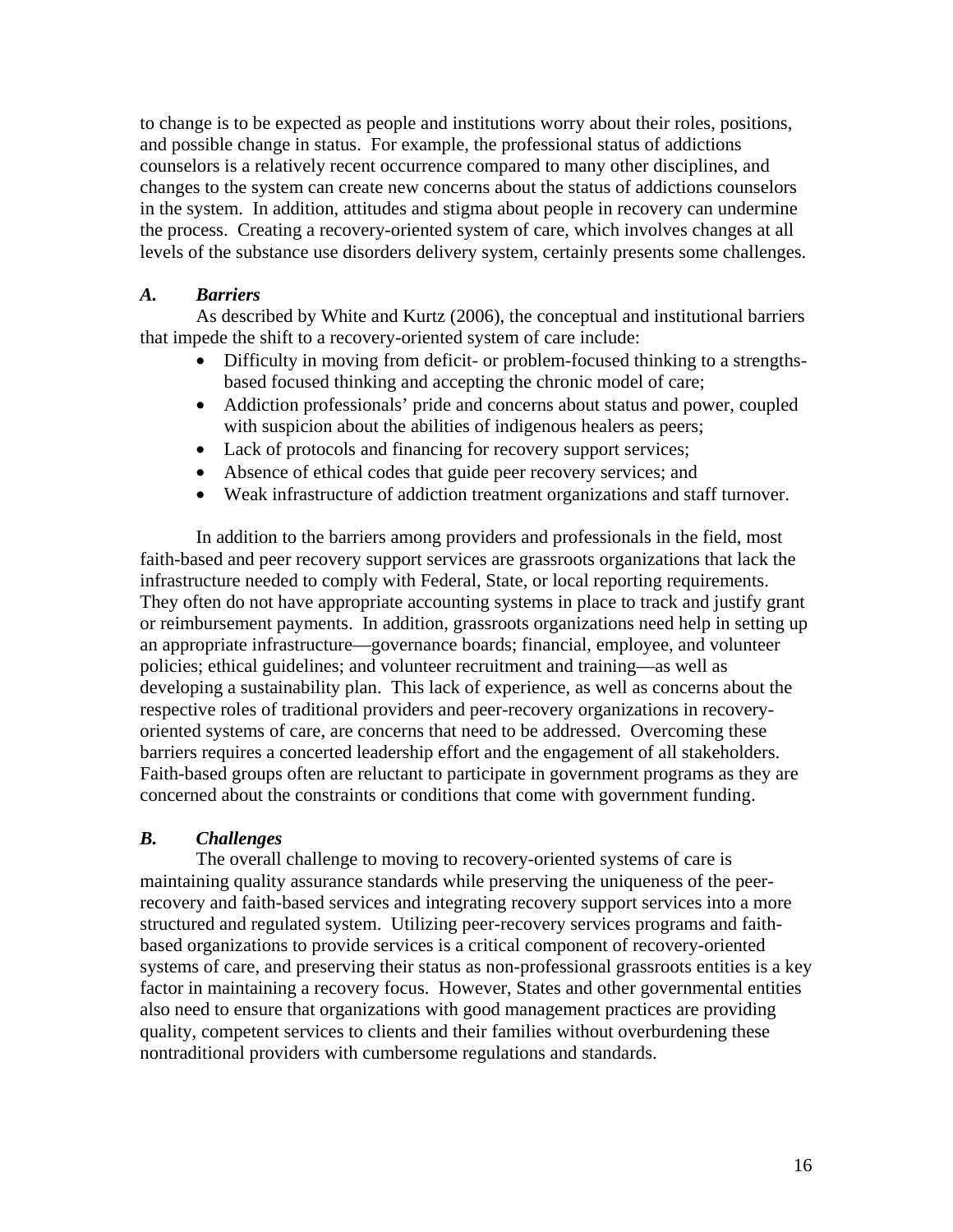to change is to be expected as people and institutions worry about their roles, positions, and possible change in status. For example, the professional status of addictions counselors is a relatively recent occurrence compared to many other disciplines, and changes to the system can create new concerns about the status of addictions counselors in the system. In addition, attitudes and stigma about people in recovery can undermine the process. Creating a recovery-oriented system of care, which involves changes at all levels of the substance use disorders delivery system, certainly presents some challenges.

### *A. Barriers*

As described by White and Kurtz (2006), the conceptual and institutional barriers that impede the shift to a recovery-oriented system of care include:

- Difficulty in moving from deficit- or problem-focused thinking to a strengths-based focused thinking and accepting the chronic model of care;
- Addiction professionals' pride and concerns about status and power, coupled with suspicion about the abilities of indigenous healers as peers;
- Lack of protocols and financing for recovery support services;
- Absence of ethical codes that guide peer recovery services; and
- Weak infrastructure of addiction treatment organizations and staff turnover.

In addition to the barriers among providers and professionals in the field, most faith-based and peer recovery support services are grassroots organizations that lack the infrastructure needed to comply with Federal, State, or local reporting requirements. They often do not have appropriate accounting systems in place to track and justify grant or reimbursement payments. In addition, grassroots organizations need help in setting up an appropriate infrastructure—governance boards; financial, employee, and volunteer policies; ethical guidelines; and volunteer recruitment and training—as well as developing a sustainability plan. This lack of experience, as well as concerns about the respective roles of traditional providers and peer-recovery organizations in recovery-oriented systems of care, are concerns that need to be addressed. Overcoming these barriers requires a concerted leadership effort and the engagement of all stakeholders. Faith-based groups often are reluctant to participate in government programs as they are concerned about the constraints or conditions that come with government funding.

### *B. Challenges*

The overall challenge to moving to recovery-oriented systems of care is maintaining quality assurance standards while preserving the uniqueness of the peer-recovery and faith-based services and integrating recovery support services into a more structured and regulated system. Utilizing peer-recovery services programs and faith-based organizations to provide services is a critical component of recovery-oriented systems of care, and preserving their status as non-professional grassroots entities is a key factor in maintaining a recovery focus. However, States and other governmental entities also need to ensure that organizations with good management practices are providing quality, competent services to clients and their families without overburdening these nontraditional providers with cumbersome regulations and standards.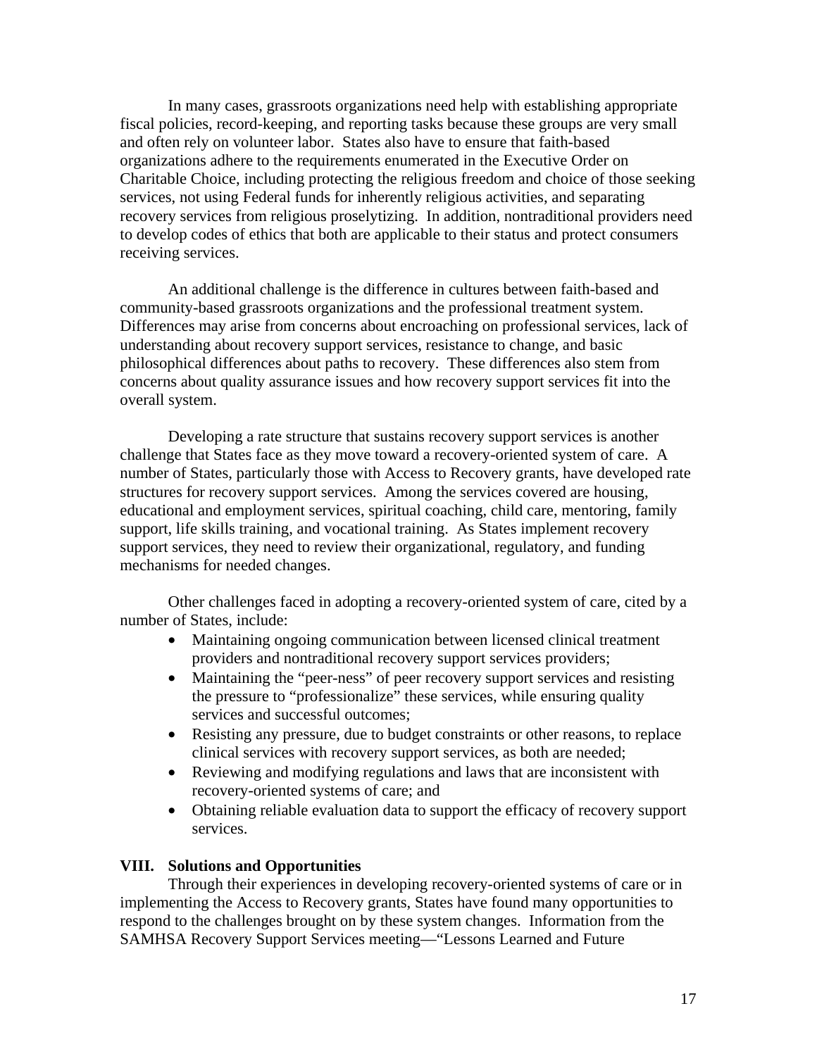In many cases, grassroots organizations need help with establishing appropriate fiscal policies, record-keeping, and reporting tasks because these groups are very small and often rely on volunteer labor. States also have to ensure that faith-based organizations adhere to the requirements enumerated in the Executive Order on Charitable Choice, including protecting the religious freedom and choice of those seeking services, not using Federal funds for inherently religious activities, and separating recovery services from religious proselytizing. In addition, nontraditional providers need to develop codes of ethics that both are applicable to their status and protect consumers receiving services.

An additional challenge is the difference in cultures between faith-based and community-based grassroots organizations and the professional treatment system. Differences may arise from concerns about encroaching on professional services, lack of understanding about recovery support services, resistance to change, and basic philosophical differences about paths to recovery. These differences also stem from concerns about quality assurance issues and how recovery support services fit into the overall system.

Developing a rate structure that sustains recovery support services is another challenge that States face as they move toward a recovery-oriented system of care. A number of States, particularly those with Access to Recovery grants, have developed rate structures for recovery support services. Among the services covered are housing, educational and employment services, spiritual coaching, child care, mentoring, family support, life skills training, and vocational training. As States implement recovery support services, they need to review their organizational, regulatory, and funding mechanisms for needed changes.

Other challenges faced in adopting a recovery-oriented system of care, cited by a number of States, include:

- Maintaining ongoing communication between licensed clinical treatment providers and nontraditional recovery support services providers;
- Maintaining the "peer-ness" of peer recovery support services and resisting the pressure to "professionalize" these services, while ensuring quality services and successful outcomes;
- Resisting any pressure, due to budget constraints or other reasons, to replace clinical services with recovery support services, as both are needed;
- Reviewing and modifying regulations and laws that are inconsistent with recovery-oriented systems of care; and
- Obtaining reliable evaluation data to support the efficacy of recovery support services.

## VIII. Solutions and Opportunities

Through their experiences in developing recovery-oriented systems of care or in implementing the Access to Recovery grants, States have found many opportunities to respond to the challenges brought on by these system changes. Information from the SAMHSA Recovery Support Services meeting—"Lessons Learned and Future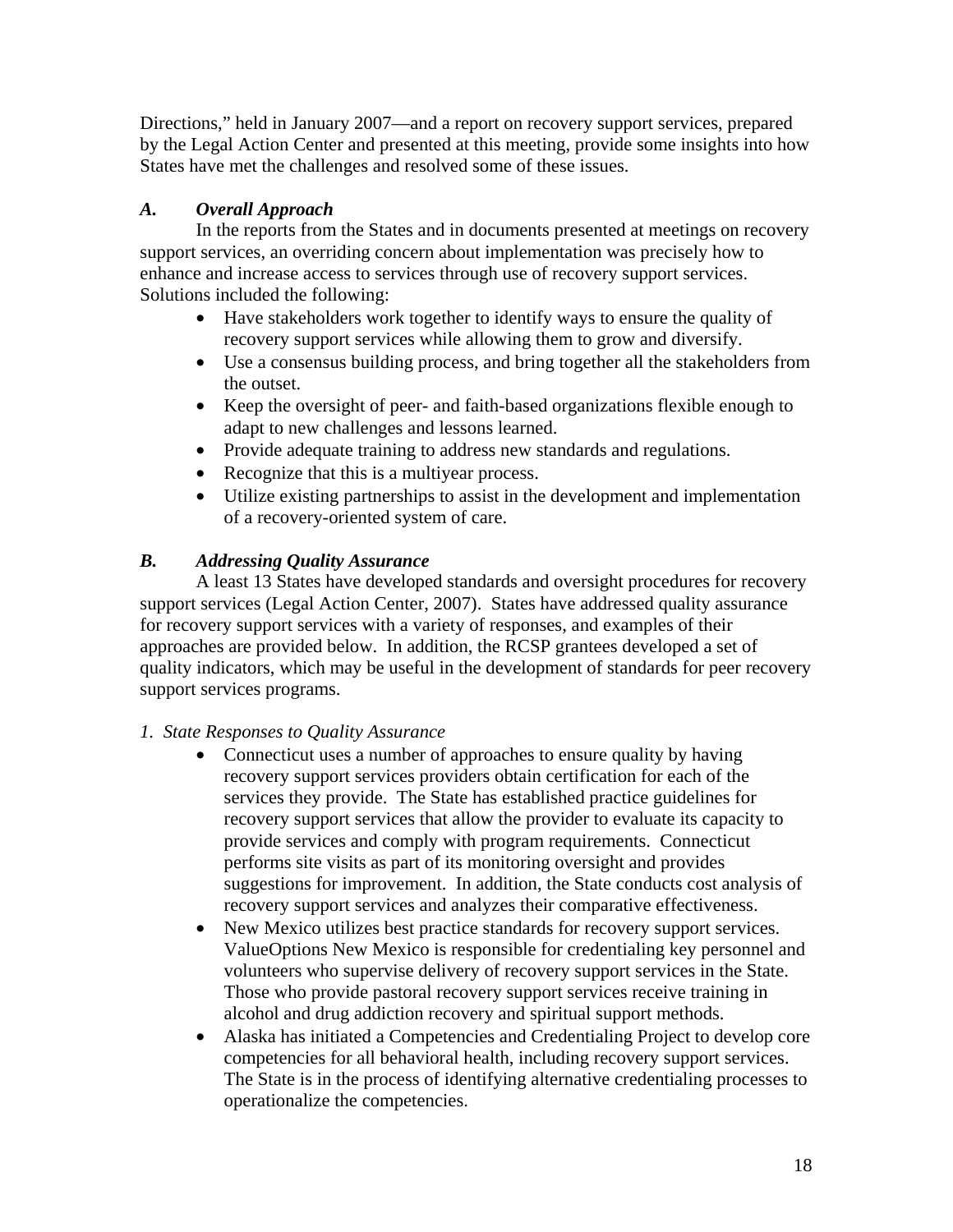Directions," held in January 2007—and a report on recovery support services, prepared by the Legal Action Center and presented at this meeting, provide some insights into how States have met the challenges and resolved some of these issues.

### *A. Overall Approach*

In the reports from the States and in documents presented at meetings on recovery support services, an overriding concern about implementation was precisely how to enhance and increase access to services through use of recovery support services. Solutions included the following:

- Have stakeholders work together to identify ways to ensure the quality of recovery support services while allowing them to grow and diversify.
- Use a consensus building process, and bring together all the stakeholders from the outset.
- Keep the oversight of peer- and faith-based organizations flexible enough to adapt to new challenges and lessons learned.
- Provide adequate training to address new standards and regulations.
- Recognize that this is a multiyear process.
- Utilize existing partnerships to assist in the development and implementation of a recovery-oriented system of care.

### *B. Addressing Quality Assurance*

A least 13 States have developed standards and oversight procedures for recovery support services (Legal Action Center, 2007). States have addressed quality assurance for recovery support services with a variety of responses, and examples of their approaches are provided below. In addition, the RCSP grantees developed a set of quality indicators, which may be useful in the development of standards for peer recovery support services programs.

#### *1. State Responses to Quality Assurance*

- Connecticut uses a number of approaches to ensure quality by having recovery support services providers obtain certification for each of the services they provide. The State has established practice guidelines for recovery support services that allow the provider to evaluate its capacity to provide services and comply with program requirements. Connecticut performs site visits as part of its monitoring oversight and provides suggestions for improvement. In addition, the State conducts cost analysis of recovery support services and analyzes their comparative effectiveness.
- New Mexico utilizes best practice standards for recovery support services. ValueOptions New Mexico is responsible for credentialing key personnel and volunteers who supervise delivery of recovery support services in the State. Those who provide pastoral recovery support services receive training in alcohol and drug addiction recovery and spiritual support methods.
- Alaska has initiated a Competencies and Credentialing Project to develop core competencies for all behavioral health, including recovery support services. The State is in the process of identifying alternative credentialing processes to operationalize the competencies.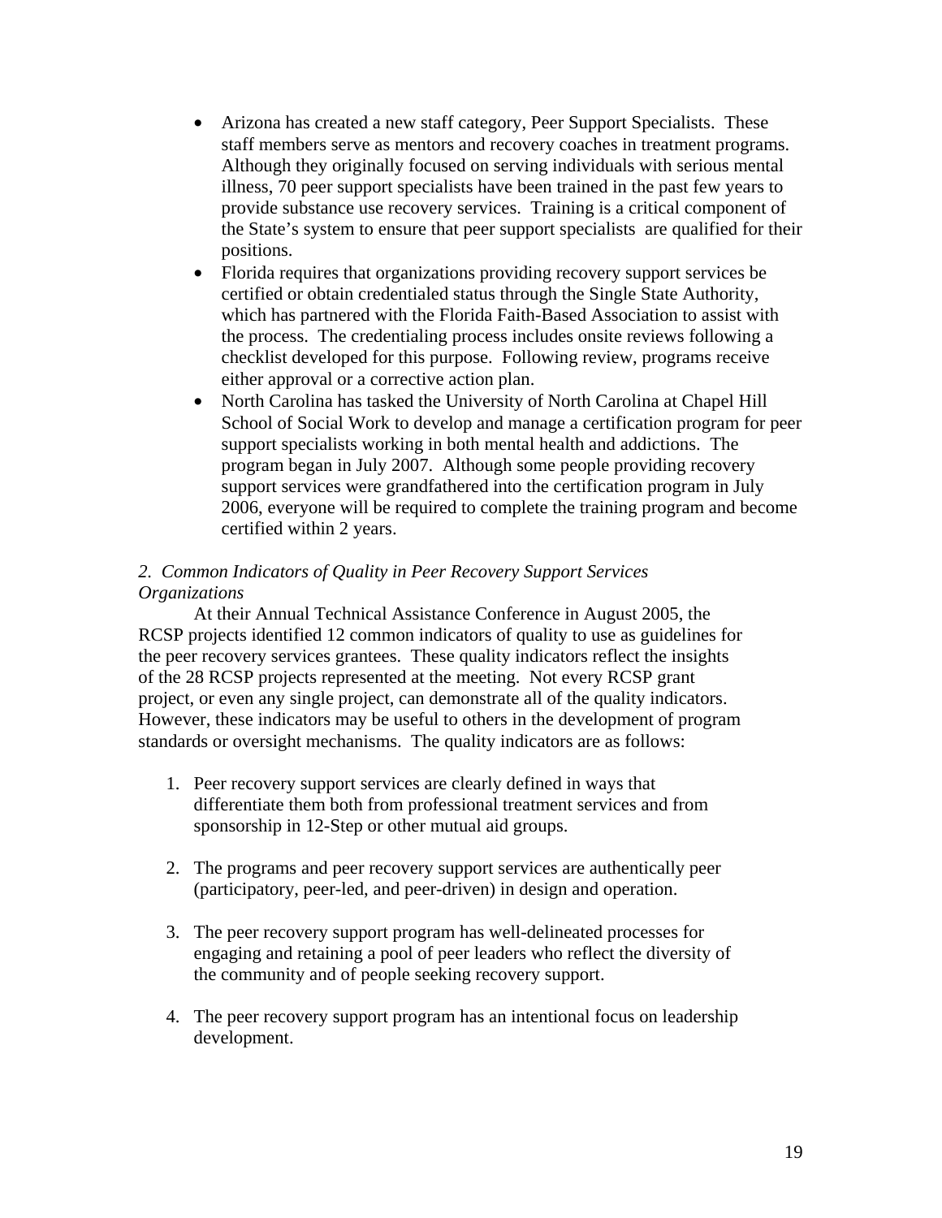- Arizona has created a new staff category, Peer Support Specialists. These staff members serve as mentors and recovery coaches in treatment programs. Although they originally focused on serving individuals with serious mental illness, 70 peer support specialists have been trained in the past few years to provide substance use recovery services. Training is a critical component of the State's system to ensure that peer support specialists are qualified for their positions.
- Florida requires that organizations providing recovery support services be certified or obtain credentialed status through the Single State Authority, which has partnered with the Florida Faith-Based Association to assist with the process. The credentialing process includes onsite reviews following a checklist developed for this purpose. Following review, programs receive either approval or a corrective action plan.
- North Carolina has tasked the University of North Carolina at Chapel Hill School of Social Work to develop and manage a certification program for peer support specialists working in both mental health and addictions. The program began in July 2007. Although some people providing recovery support services were grandfathered into the certification program in July 2006, everyone will be required to complete the training program and become certified within 2 years.

### *2. Common Indicators of Quality in Peer Recovery Support Services Organizations*

At their Annual Technical Assistance Conference in August 2005, the RCSP projects identified 12 common indicators of quality to use as guidelines for the peer recovery services grantees. These quality indicators reflect the insights of the 28 RCSP projects represented at the meeting. Not every RCSP grant project, or even any single project, can demonstrate all of the quality indicators. However, these indicators may be useful to others in the development of program standards or oversight mechanisms. The quality indicators are as follows:

1. Peer recovery support services are clearly defined in ways that differentiate them both from professional treatment services and from sponsorship in 12-Step or other mutual aid groups.

2. The programs and peer recovery support services are authentically peer (participatory, peer-led, and peer-driven) in design and operation.

3. The peer recovery support program has well-delineated processes for engaging and retaining a pool of peer leaders who reflect the diversity of the community and of people seeking recovery support.

4. The peer recovery support program has an intentional focus on leadership development.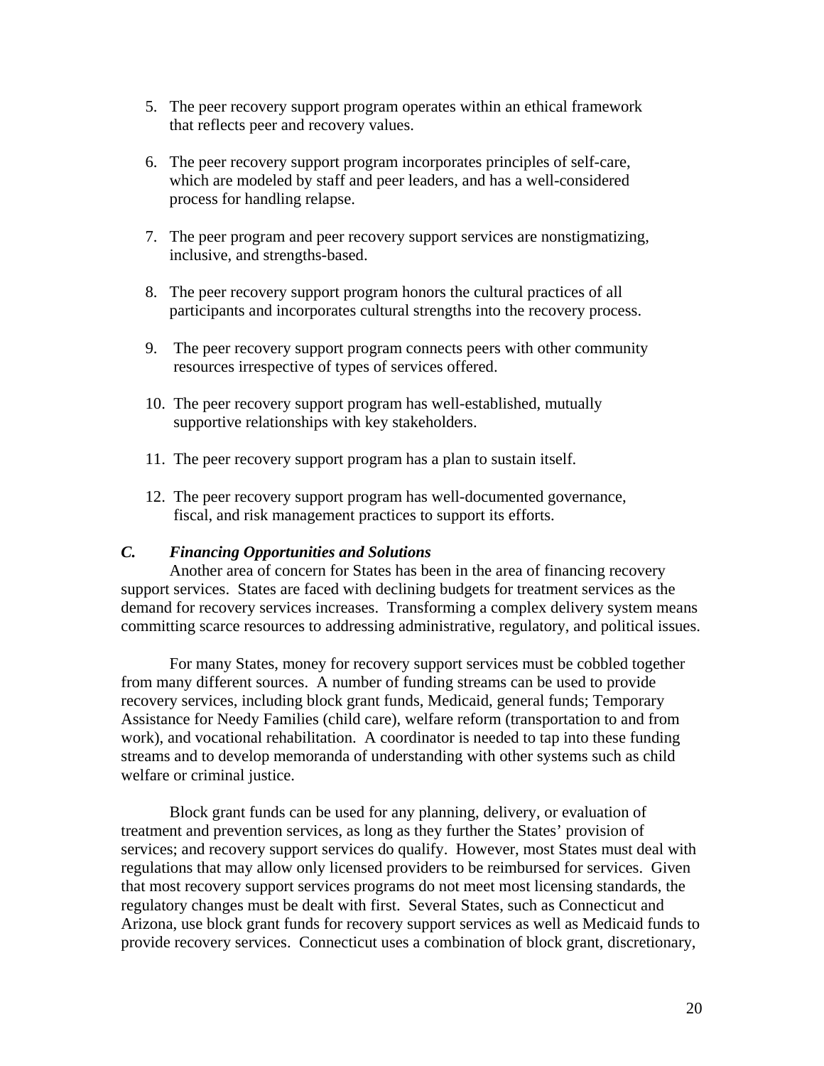5. The peer recovery support program operates within an ethical framework that reflects peer and recovery values.

6. The peer recovery support program incorporates principles of self-care, which are modeled by staff and peer leaders, and has a well-considered process for handling relapse.

7. The peer program and peer recovery support services are nonstigmatizing, inclusive, and strengths-based.

8. The peer recovery support program honors the cultural practices of all participants and incorporates cultural strengths into the recovery process.

9. The peer recovery support program connects peers with other community resources irrespective of types of services offered.

10. The peer recovery support program has well-established, mutually supportive relationships with key stakeholders.

11. The peer recovery support program has a plan to sustain itself.

12. The peer recovery support program has well-documented governance, fiscal, and risk management practices to support its efforts.

### *C. Financing Opportunities and Solutions*

Another area of concern for States has been in the area of financing recovery support services. States are faced with declining budgets for treatment services as the demand for recovery services increases. Transforming a complex delivery system means committing scarce resources to addressing administrative, regulatory, and political issues.

For many States, money for recovery support services must be cobbled together from many different sources. A number of funding streams can be used to provide recovery services, including block grant funds, Medicaid, general funds; Temporary Assistance for Needy Families (child care), welfare reform (transportation to and from work), and vocational rehabilitation. A coordinator is needed to tap into these funding streams and to develop memoranda of understanding with other systems such as child welfare or criminal justice.

Block grant funds can be used for any planning, delivery, or evaluation of treatment and prevention services, as long as they further the States' provision of services; and recovery support services do qualify. However, most States must deal with regulations that may allow only licensed providers to be reimbursed for services. Given that most recovery support services programs do not meet most licensing standards, the regulatory changes must be dealt with first. Several States, such as Connecticut and Arizona, use block grant funds for recovery support services as well as Medicaid funds to provide recovery services. Connecticut uses a combination of block grant, discretionary,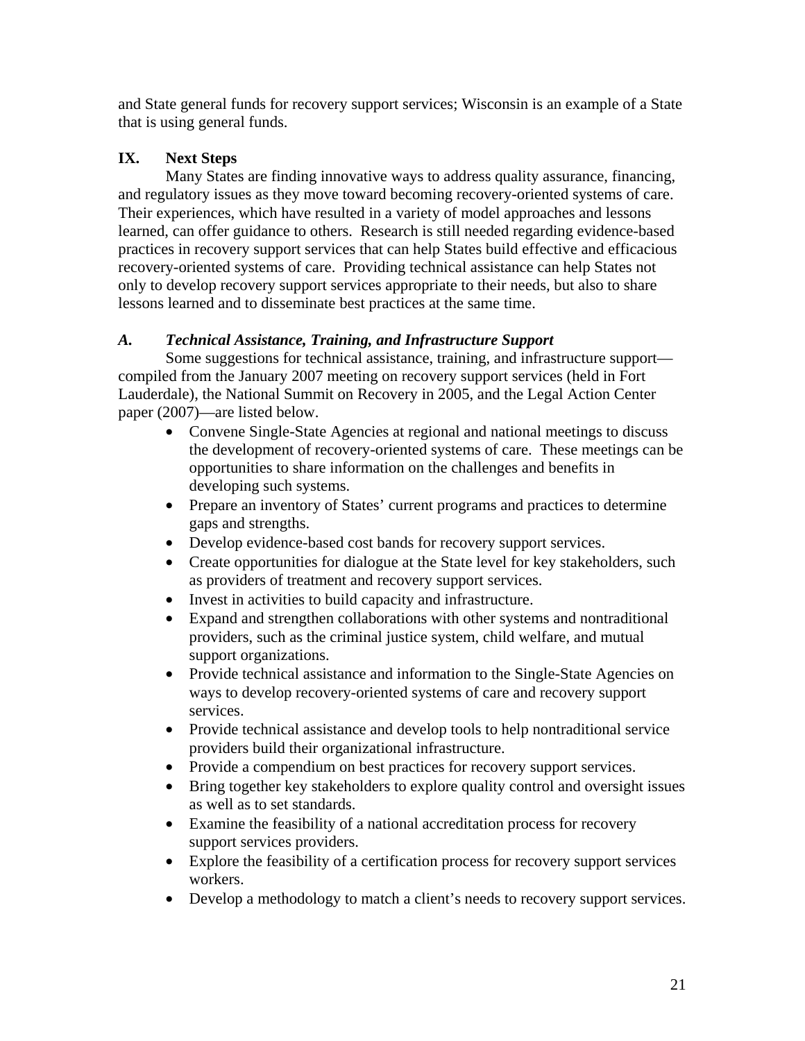and State general funds for recovery support services; Wisconsin is an example of a State that is using general funds.

## IX. Next Steps

Many States are finding innovative ways to address quality assurance, financing, and regulatory issues as they move toward becoming recovery-oriented systems of care. Their experiences, which have resulted in a variety of model approaches and lessons learned, can offer guidance to others. Research is still needed regarding evidence-based practices in recovery support services that can help States build effective and efficacious recovery-oriented systems of care. Providing technical assistance can help States not only to develop recovery support services appropriate to their needs, but also to share lessons learned and to disseminate best practices at the same time.

### *A. Technical Assistance, Training, and Infrastructure Support*

Some suggestions for technical assistance, training, and infrastructure support—compiled from the January 2007 meeting on recovery support services (held in Fort Lauderdale), the National Summit on Recovery in 2005, and the Legal Action Center paper (2007)—are listed below.

- Convene Single-State Agencies at regional and national meetings to discuss the development of recovery-oriented systems of care. These meetings can be opportunities to share information on the challenges and benefits in developing such systems.
- Prepare an inventory of States' current programs and practices to determine gaps and strengths.
- Develop evidence-based cost bands for recovery support services.
- Create opportunities for dialogue at the State level for key stakeholders, such as providers of treatment and recovery support services.
- Invest in activities to build capacity and infrastructure.
- Expand and strengthen collaborations with other systems and nontraditional providers, such as the criminal justice system, child welfare, and mutual support organizations.
- Provide technical assistance and information to the Single-State Agencies on ways to develop recovery-oriented systems of care and recovery support services.
- Provide technical assistance and develop tools to help nontraditional service providers build their organizational infrastructure.
- Provide a compendium on best practices for recovery support services.
- Bring together key stakeholders to explore quality control and oversight issues as well as to set standards.
- Examine the feasibility of a national accreditation process for recovery support services providers.
- Explore the feasibility of a certification process for recovery support services workers.
- Develop a methodology to match a client's needs to recovery support services.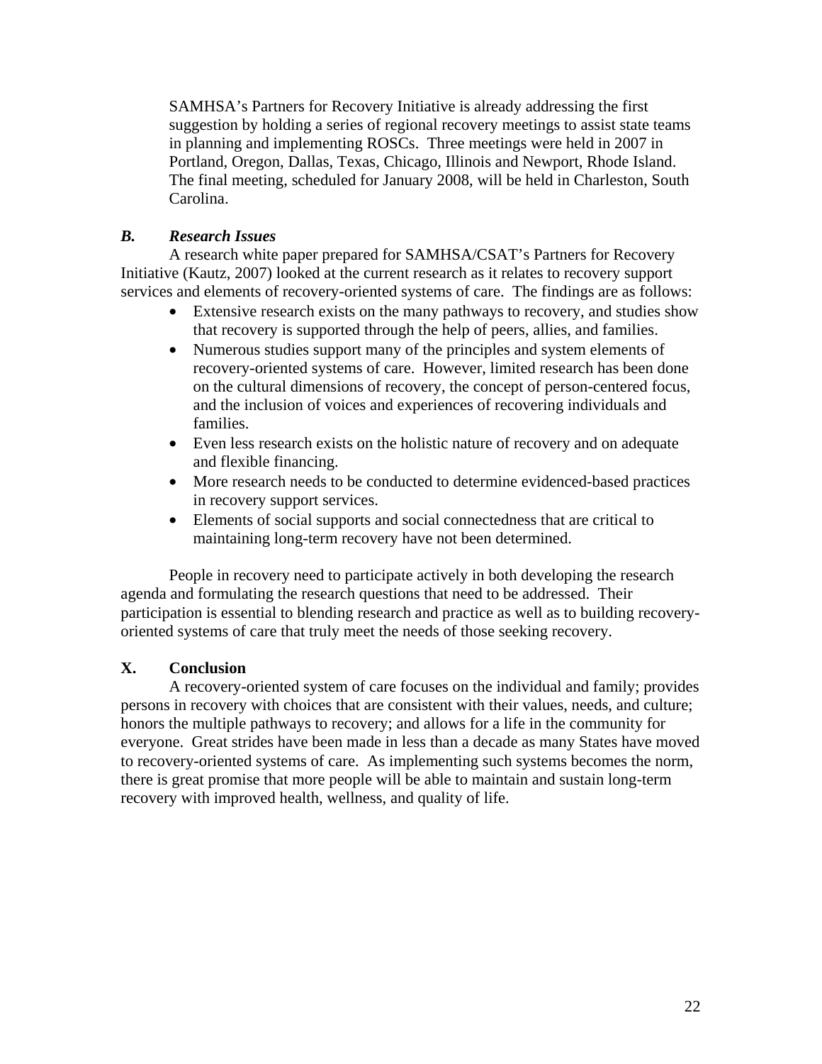SAMHSA's Partners for Recovery Initiative is already addressing the first suggestion by holding a series of regional recovery meetings to assist state teams in planning and implementing ROSCs. Three meetings were held in 2007 in Portland, Oregon, Dallas, Texas, Chicago, Illinois and Newport, Rhode Island. The final meeting, scheduled for January 2008, will be held in Charleston, South Carolina.

### *B. Research Issues*

A research white paper prepared for SAMHSA/CSAT's Partners for Recovery Initiative (Kautz, 2007) looked at the current research as it relates to recovery support services and elements of recovery-oriented systems of care. The findings are as follows:

- Extensive research exists on the many pathways to recovery, and studies show that recovery is supported through the help of peers, allies, and families.
- Numerous studies support many of the principles and system elements of recovery-oriented systems of care. However, limited research has been done on the cultural dimensions of recovery, the concept of person-centered focus, and the inclusion of voices and experiences of recovering individuals and families.
- Even less research exists on the holistic nature of recovery and on adequate and flexible financing.
- More research needs to be conducted to determine evidenced-based practices in recovery support services.
- Elements of social supports and social connectedness that are critical to maintaining long-term recovery have not been determined.

People in recovery need to participate actively in both developing the research agenda and formulating the research questions that need to be addressed. Their participation is essential to blending research and practice as well as to building recovery-oriented systems of care that truly meet the needs of those seeking recovery.

## X. Conclusion

A recovery-oriented system of care focuses on the individual and family; provides persons in recovery with choices that are consistent with their values, needs, and culture; honors the multiple pathways to recovery; and allows for a life in the community for everyone. Great strides have been made in less than a decade as many States have moved to recovery-oriented systems of care. As implementing such systems becomes the norm, there is great promise that more people will be able to maintain and sustain long-term recovery with improved health, wellness, and quality of life.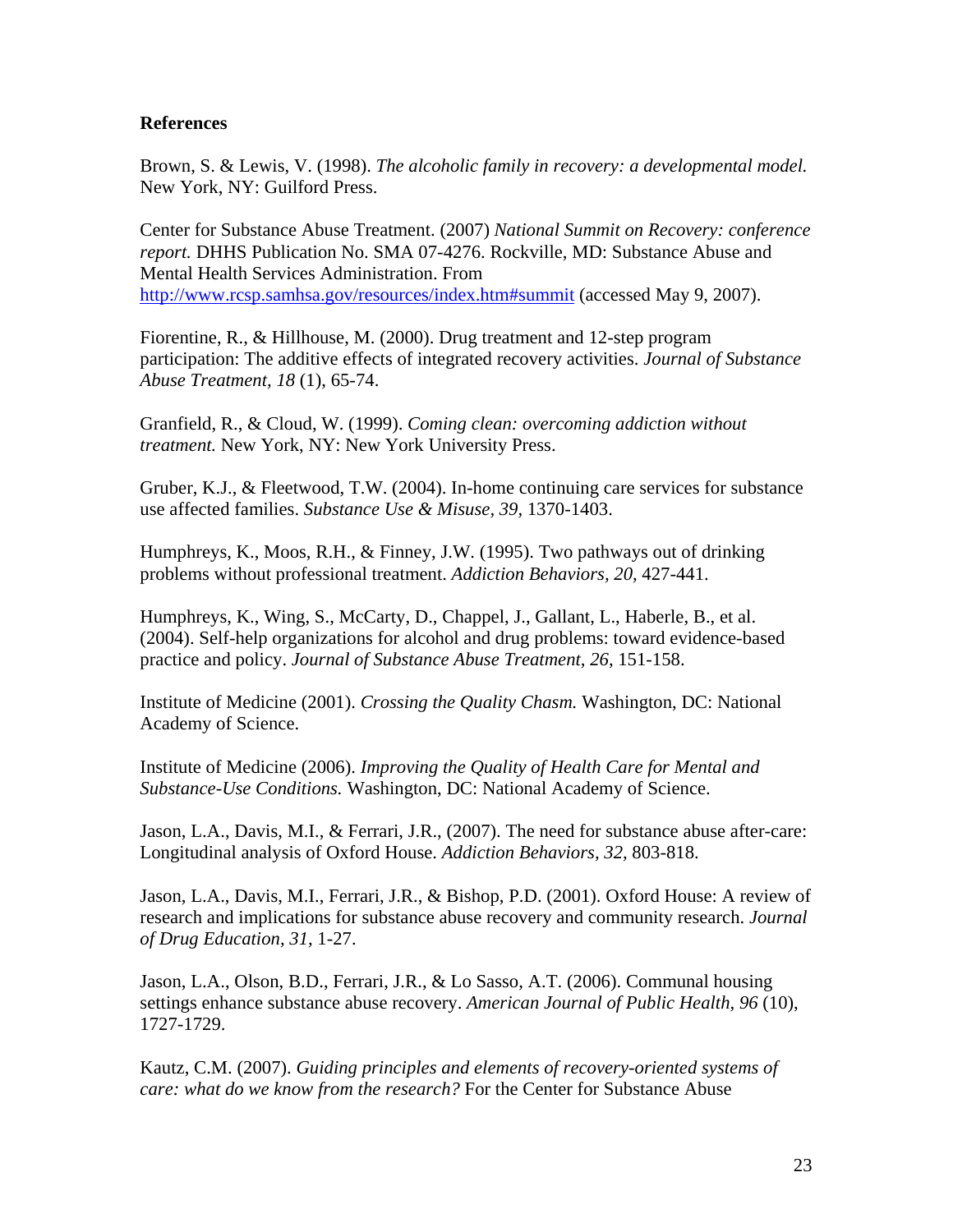**References**

Brown, S. & Lewis, V. (1998). *The alcoholic family in recovery: a developmental model.* New York, NY: Guilford Press.

Center for Substance Abuse Treatment. (2007) *National Summit on Recovery: conference report.* DHHS Publication No. SMA 07-4276. Rockville, MD: Substance Abuse and Mental Health Services Administration. From [http://www.rcsp.samhsa.gov/resources/index.htm#summit](http://www.rcsp.samhsa.gov/resources/index.htm#summit) (accessed May 9, 2007).

Fiorentine, R., & Hillhouse, M. (2000). Drug treatment and 12-step program participation: The additive effects of integrated recovery activities. *Journal of Substance Abuse Treatment, 18* (1), 65-74.

Granfield, R., & Cloud, W. (1999). *Coming clean: overcoming addiction without treatment.* New York, NY: New York University Press.

Gruber, K.J., & Fleetwood, T.W. (2004). In-home continuing care services for substance use affected families. *Substance Use & Misuse, 39,* 1370-1403.

Humphreys, K., Moos, R.H., & Finney, J.W. (1995). Two pathways out of drinking problems without professional treatment. *Addiction Behaviors, 20,* 427-441.

Humphreys, K., Wing, S., McCarty, D., Chappel, J., Gallant, L., Haberle, B., et al. (2004). Self-help organizations for alcohol and drug problems: toward evidence-based practice and policy. *Journal of Substance Abuse Treatment, 26,* 151-158.

Institute of Medicine (2001). *Crossing the Quality Chasm.* Washington, DC: National Academy of Science.

Institute of Medicine (2006). *Improving the Quality of Health Care for Mental and Substance-Use Conditions.* Washington, DC: National Academy of Science.

Jason, L.A., Davis, M.I., & Ferrari, J.R., (2007). The need for substance abuse after-care: Longitudinal analysis of Oxford House. *Addiction Behaviors, 32,* 803-818.

Jason, L.A., Davis, M.I., Ferrari, J.R., & Bishop, P.D. (2001). Oxford House: A review of research and implications for substance abuse recovery and community research. *Journal of Drug Education, 31,* 1-27.

Jason, L.A., Olson, B.D., Ferrari, J.R., & Lo Sasso, A.T. (2006). Communal housing settings enhance substance abuse recovery. *American Journal of Public Health, 96* (10), 1727-1729.

Kautz, C.M. (2007). *Guiding principles and elements of recovery-oriented systems of care: what do we know from the research?* For the Center for Substance Abuse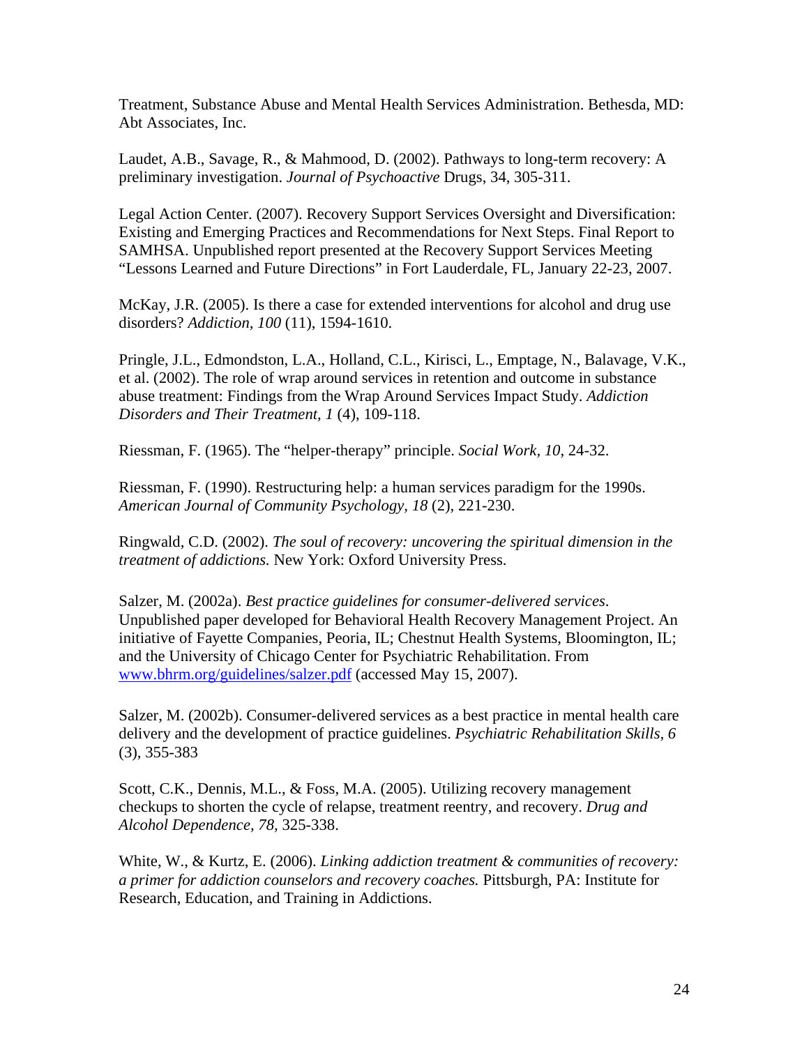Treatment, Substance Abuse and Mental Health Services Administration. Bethesda, MD: Abt Associates, Inc.

Laudet, A.B., Savage, R., & Mahmood, D. (2002). Pathways to long-term recovery: A preliminary investigation. *Journal of Psychoactive* Drugs, 34, 305-311.

Legal Action Center. (2007). Recovery Support Services Oversight and Diversification: Existing and Emerging Practices and Recommendations for Next Steps. Final Report to SAMHSA. Unpublished report presented at the Recovery Support Services Meeting "Lessons Learned and Future Directions" in Fort Lauderdale, FL, January 22-23, 2007.

McKay, J.R. (2005). Is there a case for extended interventions for alcohol and drug use disorders? *Addiction, 100* (11), 1594-1610.

Pringle, J.L., Edmondston, L.A., Holland, C.L., Kirisci, L., Emptage, N., Balavage, V.K., et al. (2002). The role of wrap around services in retention and outcome in substance abuse treatment: Findings from the Wrap Around Services Impact Study. *Addiction Disorders and Their Treatment, 1* (4), 109-118.

Riessman, F. (1965). The "helper-therapy" principle. *Social Work, 10*, 24-32.

Riessman, F. (1990). Restructuring help: a human services paradigm for the 1990s. *American Journal of Community Psychology, 18* (2), 221-230.

Ringwald, C.D. (2002). *The soul of recovery: uncovering the spiritual dimension in the treatment of addictions.* New York: Oxford University Press.

Salzer, M. (2002a). *Best practice guidelines for consumer-delivered services*. Unpublished paper developed for Behavioral Health Recovery Management Project. An initiative of Fayette Companies, Peoria, IL; Chestnut Health Systems, Bloomington, IL; and the University of Chicago Center for Psychiatric Rehabilitation. From www.bhrm.org/guidelines/salzer.pdf (accessed May 15, 2007).

Salzer, M. (2002b). Consumer-delivered services as a best practice in mental health care delivery and the development of practice guidelines. *Psychiatric Rehabilitation Skills, 6* (3), 355-383

Scott, C.K., Dennis, M.L., & Foss, M.A. (2005). Utilizing recovery management checkups to shorten the cycle of relapse, treatment reentry, and recovery. *Drug and Alcohol Dependence, 78,* 325-338.

White, W., & Kurtz, E. (2006). *Linking addiction treatment & communities of recovery: a primer for addiction counselors and recovery coaches.* Pittsburgh, PA: Institute for Research, Education, and Training in Addictions.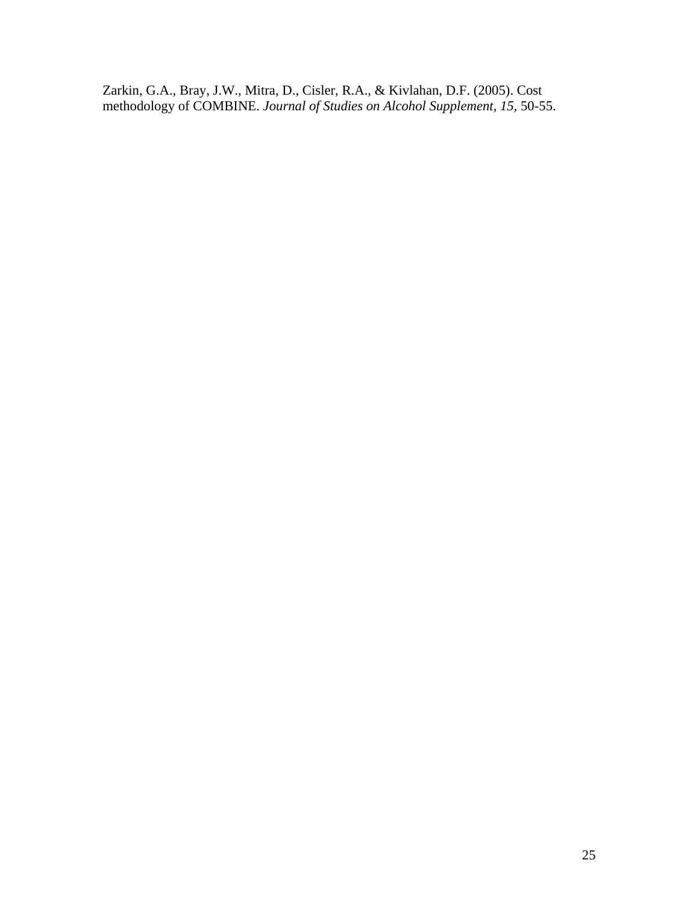Zarkin, G.A., Bray, J.W., Mitra, D., Cisler, R.A., & Kivlahan, D.F. (2005). Cost methodology of COMBINE. *Journal of Studies on Alcohol Supplement, 15,* 50-55.